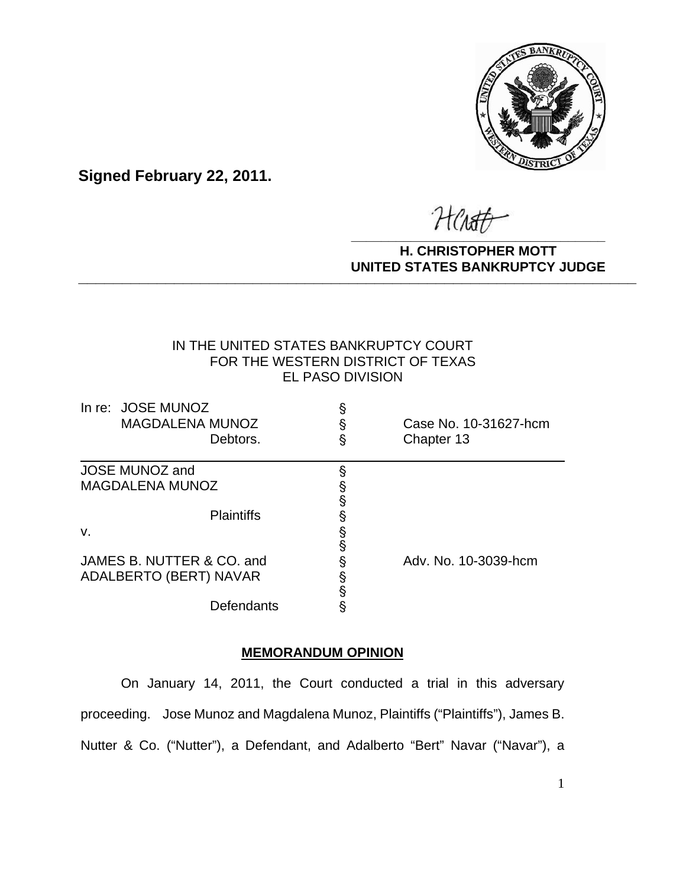**Signed February 22, 2011.**

**H. CHRISTOPHER MOTT**
**UNITED STATES BANKRUPTCY JUDGE**

---

IN THE UNITED STATES BANKRUPTCY COURT
FOR THE WESTERN DISTRICT OF TEXAS
EL PASO DIVISION

| | | |
|---|---|---|
| In re: JOSE MUNOZ<br>MAGDALENA MUNOZ<br>Debtors. | §<br>§<br>§ | Case No. 10-31627-hcm<br>Chapter 13 |
| JOSE MUNOZ and<br>MAGDALENA MUNOZ<br><br>Plaintiffs<br>v.<br><br>JAMES B. NUTTER & CO. and<br>ADALBERTO (BERT) NAVAR<br><br>Defendants | §<br>§<br>§<br>§<br>§<br>§<br>§<br>§<br>§<br>§ | Adv. No. 10-3039-hcm |

## MEMORANDUM OPINION

On January 14, 2011, the Court conducted a trial in this adversary proceeding. Jose Munoz and Magdalena Munoz, Plaintiffs ("Plaintiffs"), James B. Nutter & Co. ("Nutter"), a Defendant, and Adalberto "Bert" Navar ("Navar"), a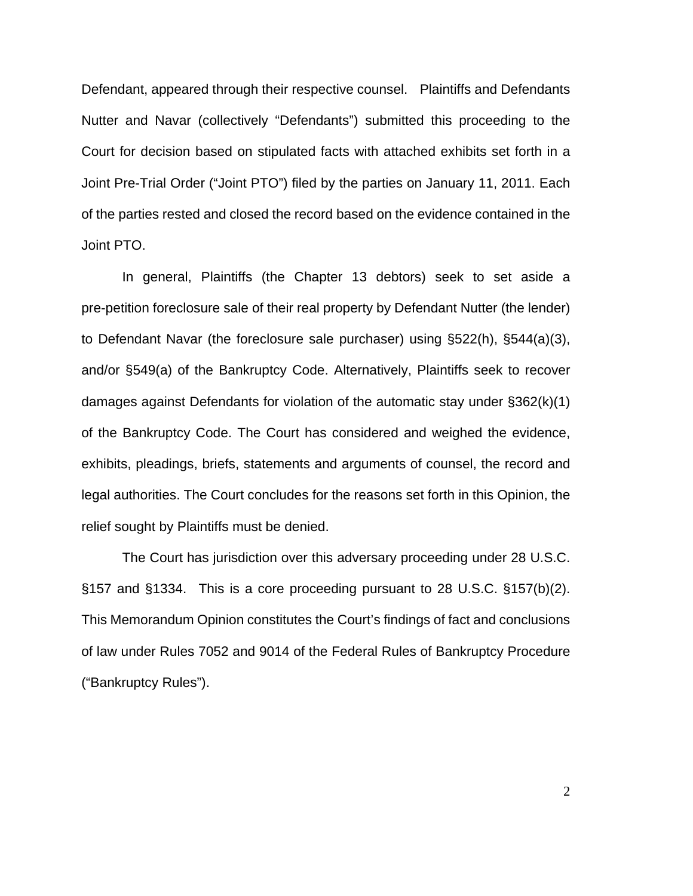Defendant, appeared through their respective counsel. Plaintiffs and Defendants Nutter and Navar (collectively "Defendants") submitted this proceeding to the Court for decision based on stipulated facts with attached exhibits set forth in a Joint Pre-Trial Order ("Joint PTO") filed by the parties on January 11, 2011. Each of the parties rested and closed the record based on the evidence contained in the Joint PTO.

In general, Plaintiffs (the Chapter 13 debtors) seek to set aside a pre-petition foreclosure sale of their real property by Defendant Nutter (the lender) to Defendant Navar (the foreclosure sale purchaser) using §522(h), §544(a)(3), and/or §549(a) of the Bankruptcy Code. Alternatively, Plaintiffs seek to recover damages against Defendants for violation of the automatic stay under §362(k)(1) of the Bankruptcy Code. The Court has considered and weighed the evidence, exhibits, pleadings, briefs, statements and arguments of counsel, the record and legal authorities. The Court concludes for the reasons set forth in this Opinion, the relief sought by Plaintiffs must be denied.

The Court has jurisdiction over this adversary proceeding under 28 U.S.C. §157 and §1334. This is a core proceeding pursuant to 28 U.S.C. §157(b)(2). This Memorandum Opinion constitutes the Court's findings of fact and conclusions of law under Rules 7052 and 9014 of the Federal Rules of Bankruptcy Procedure ("Bankruptcy Rules").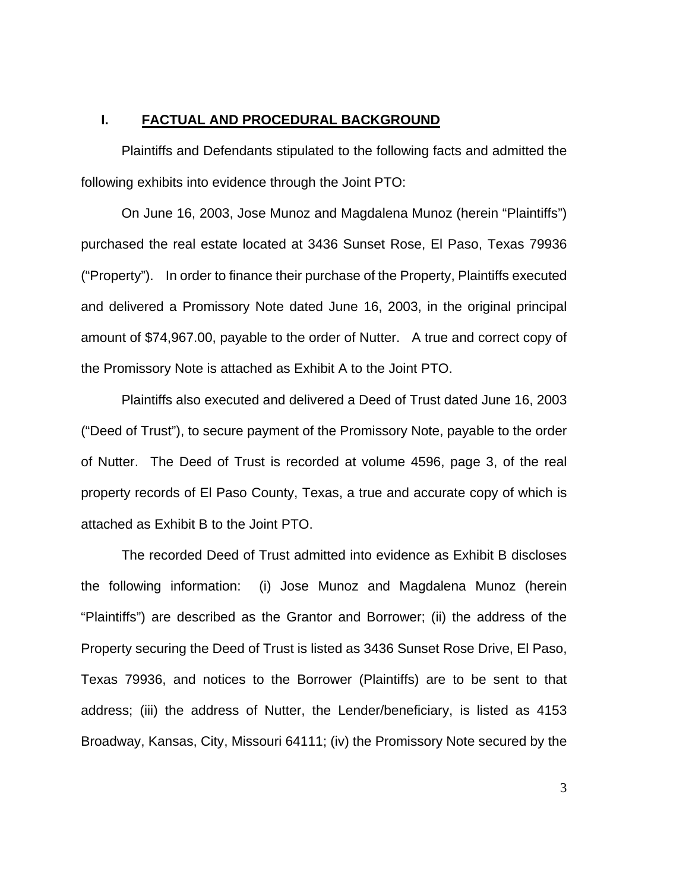## I. FACTUAL AND PROCEDURAL BACKGROUND

Plaintiffs and Defendants stipulated to the following facts and admitted the following exhibits into evidence through the Joint PTO:

On June 16, 2003, Jose Munoz and Magdalena Munoz (herein "Plaintiffs") purchased the real estate located at 3436 Sunset Rose, El Paso, Texas 79936 ("Property"). In order to finance their purchase of the Property, Plaintiffs executed and delivered a Promissory Note dated June 16, 2003, in the original principal amount of $74,967.00, payable to the order of Nutter. A true and correct copy of the Promissory Note is attached as Exhibit A to the Joint PTO.

Plaintiffs also executed and delivered a Deed of Trust dated June 16, 2003 ("Deed of Trust"), to secure payment of the Promissory Note, payable to the order of Nutter. The Deed of Trust is recorded at volume 4596, page 3, of the real property records of El Paso County, Texas, a true and accurate copy of which is attached as Exhibit B to the Joint PTO.

The recorded Deed of Trust admitted into evidence as Exhibit B discloses the following information: (i) Jose Munoz and Magdalena Munoz (herein "Plaintiffs") are described as the Grantor and Borrower; (ii) the address of the Property securing the Deed of Trust is listed as 3436 Sunset Rose Drive, El Paso, Texas 79936, and notices to the Borrower (Plaintiffs) are to be sent to that address; (iii) the address of Nutter, the Lender/beneficiary, is listed as 4153 Broadway, Kansas, City, Missouri 64111; (iv) the Promissory Note secured by the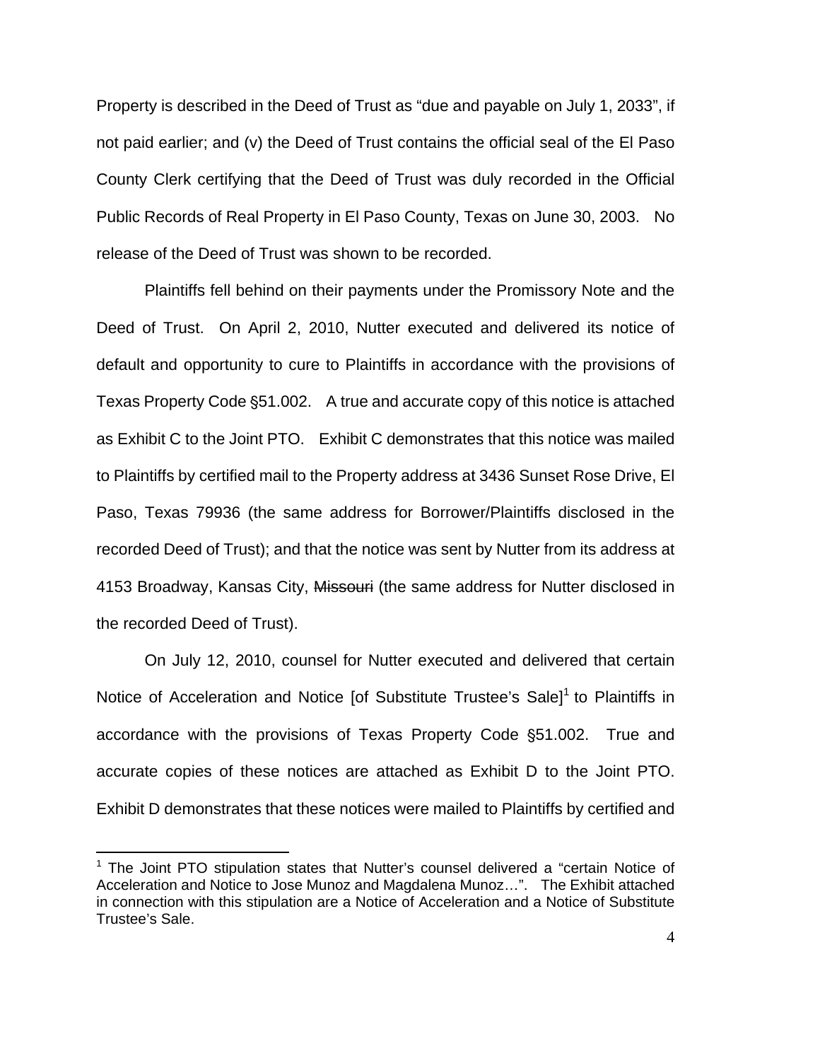Property is described in the Deed of Trust as "due and payable on July 1, 2033", if not paid earlier; and (v) the Deed of Trust contains the official seal of the El Paso County Clerk certifying that the Deed of Trust was duly recorded in the Official Public Records of Real Property in El Paso County, Texas on June 30, 2003. No release of the Deed of Trust was shown to be recorded.

Plaintiffs fell behind on their payments under the Promissory Note and the Deed of Trust. On April 2, 2010, Nutter executed and delivered its notice of default and opportunity to cure to Plaintiffs in accordance with the provisions of Texas Property Code §51.002. A true and accurate copy of this notice is attached as Exhibit C to the Joint PTO. Exhibit C demonstrates that this notice was mailed to Plaintiffs by certified mail to the Property address at 3436 Sunset Rose Drive, El Paso, Texas 79936 (the same address for Borrower/Plaintiffs disclosed in the recorded Deed of Trust); and that the notice was sent by Nutter from its address at 4153 Broadway, Kansas City, ~~Missouri~~ (the same address for Nutter disclosed in the recorded Deed of Trust).

On July 12, 2010, counsel for Nutter executed and delivered that certain Notice of Acceleration and Notice [of Substitute Trustee's Sale][1] to Plaintiffs in accordance with the provisions of Texas Property Code §51.002. True and accurate copies of these notices are attached as Exhibit D to the Joint PTO. Exhibit D demonstrates that these notices were mailed to Plaintiffs by certified and

[1] The Joint PTO stipulation states that Nutter's counsel delivered a "certain Notice of Acceleration and Notice to Jose Munoz and Magdalena Munoz…". The Exhibit attached in connection with this stipulation are a Notice of Acceleration and a Notice of Substitute Trustee's Sale.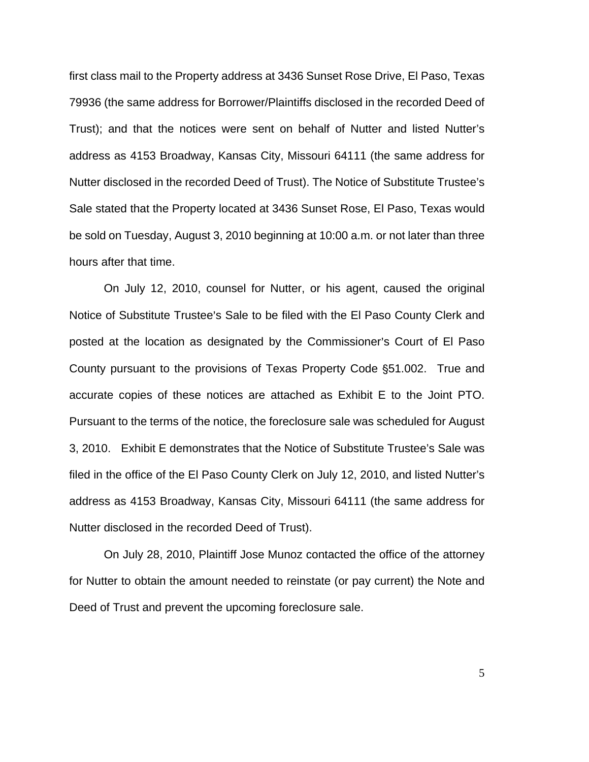first class mail to the Property address at 3436 Sunset Rose Drive, El Paso, Texas 79936 (the same address for Borrower/Plaintiffs disclosed in the recorded Deed of Trust); and that the notices were sent on behalf of Nutter and listed Nutter's address as 4153 Broadway, Kansas City, Missouri 64111 (the same address for Nutter disclosed in the recorded Deed of Trust). The Notice of Substitute Trustee's Sale stated that the Property located at 3436 Sunset Rose, El Paso, Texas would be sold on Tuesday, August 3, 2010 beginning at 10:00 a.m. or not later than three hours after that time.

On July 12, 2010, counsel for Nutter, or his agent, caused the original Notice of Substitute Trustee's Sale to be filed with the El Paso County Clerk and posted at the location as designated by the Commissioner's Court of El Paso County pursuant to the provisions of Texas Property Code §51.002. True and accurate copies of these notices are attached as Exhibit E to the Joint PTO. Pursuant to the terms of the notice, the foreclosure sale was scheduled for August 3, 2010. Exhibit E demonstrates that the Notice of Substitute Trustee's Sale was filed in the office of the El Paso County Clerk on July 12, 2010, and listed Nutter's address as 4153 Broadway, Kansas City, Missouri 64111 (the same address for Nutter disclosed in the recorded Deed of Trust).

On July 28, 2010, Plaintiff Jose Munoz contacted the office of the attorney for Nutter to obtain the amount needed to reinstate (or pay current) the Note and Deed of Trust and prevent the upcoming foreclosure sale.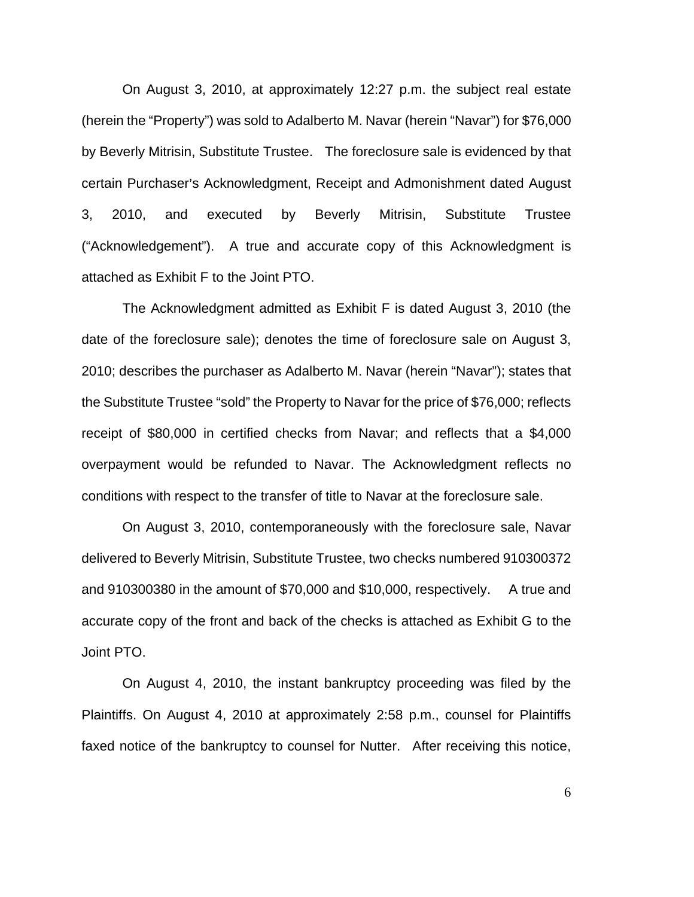On August 3, 2010, at approximately 12:27 p.m. the subject real estate (herein the "Property") was sold to Adalberto M. Navar (herein "Navar") for $76,000 by Beverly Mitrisin, Substitute Trustee. The foreclosure sale is evidenced by that certain Purchaser's Acknowledgment, Receipt and Admonishment dated August 3, 2010, and executed by Beverly Mitrisin, Substitute Trustee ("Acknowledgement"). A true and accurate copy of this Acknowledgment is attached as Exhibit F to the Joint PTO.

The Acknowledgment admitted as Exhibit F is dated August 3, 2010 (the date of the foreclosure sale); denotes the time of foreclosure sale on August 3, 2010; describes the purchaser as Adalberto M. Navar (herein "Navar"); states that the Substitute Trustee "sold" the Property to Navar for the price of $76,000; reflects receipt of $80,000 in certified checks from Navar; and reflects that a $4,000 overpayment would be refunded to Navar. The Acknowledgment reflects no conditions with respect to the transfer of title to Navar at the foreclosure sale.

On August 3, 2010, contemporaneously with the foreclosure sale, Navar delivered to Beverly Mitrisin, Substitute Trustee, two checks numbered 910300372 and 910300380 in the amount of $70,000 and $10,000, respectively. A true and accurate copy of the front and back of the checks is attached as Exhibit G to the Joint PTO.

On August 4, 2010, the instant bankruptcy proceeding was filed by the Plaintiffs. On August 4, 2010 at approximately 2:58 p.m., counsel for Plaintiffs faxed notice of the bankruptcy to counsel for Nutter. After receiving this notice,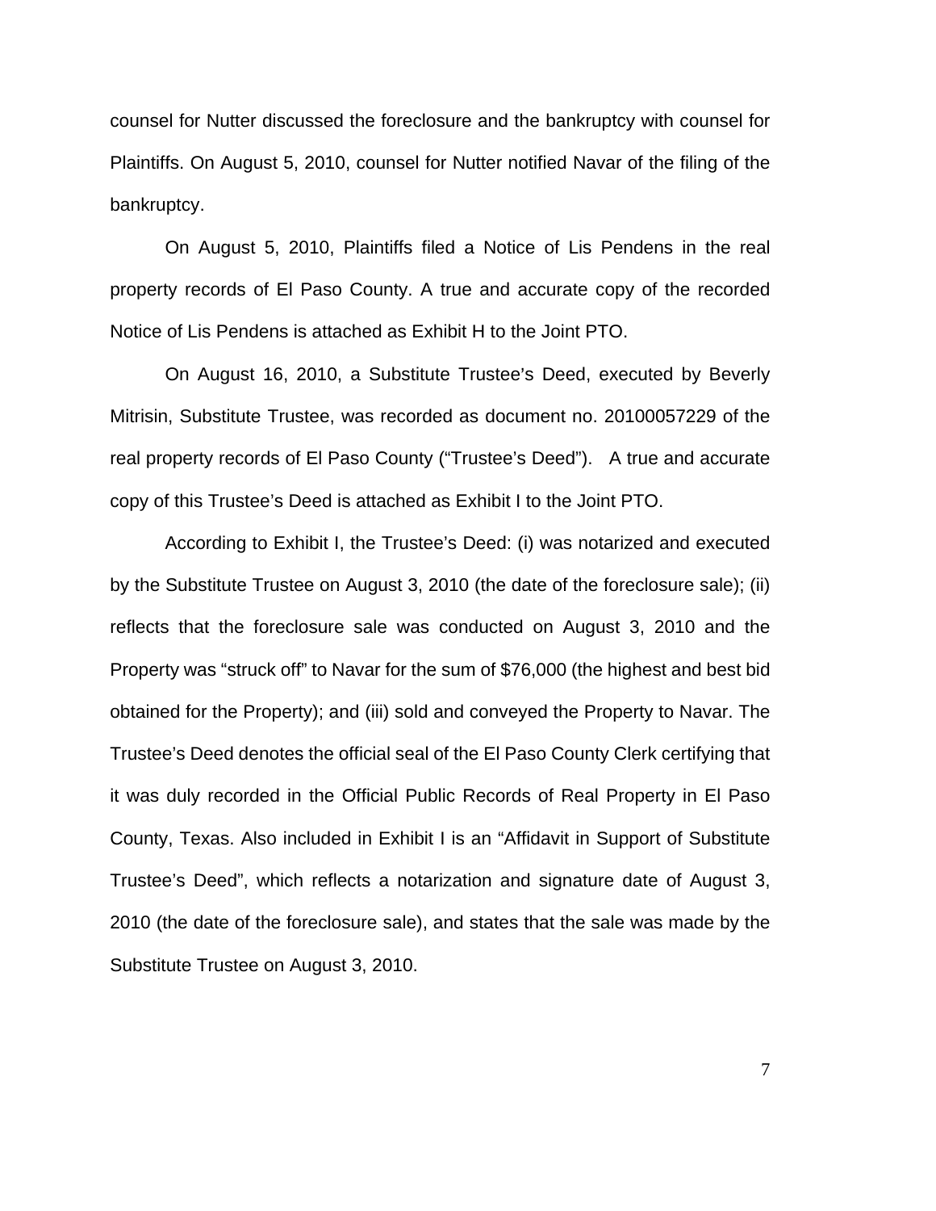counsel for Nutter discussed the foreclosure and the bankruptcy with counsel for Plaintiffs. On August 5, 2010, counsel for Nutter notified Navar of the filing of the bankruptcy.

On August 5, 2010, Plaintiffs filed a Notice of Lis Pendens in the real property records of El Paso County. A true and accurate copy of the recorded Notice of Lis Pendens is attached as Exhibit H to the Joint PTO.

On August 16, 2010, a Substitute Trustee's Deed, executed by Beverly Mitrisin, Substitute Trustee, was recorded as document no. 20100057229 of the real property records of El Paso County ("Trustee's Deed"). A true and accurate copy of this Trustee's Deed is attached as Exhibit I to the Joint PTO.

According to Exhibit I, the Trustee's Deed: (i) was notarized and executed by the Substitute Trustee on August 3, 2010 (the date of the foreclosure sale); (ii) reflects that the foreclosure sale was conducted on August 3, 2010 and the Property was "struck off" to Navar for the sum of $76,000 (the highest and best bid obtained for the Property); and (iii) sold and conveyed the Property to Navar. The Trustee's Deed denotes the official seal of the El Paso County Clerk certifying that it was duly recorded in the Official Public Records of Real Property in El Paso County, Texas. Also included in Exhibit I is an "Affidavit in Support of Substitute Trustee's Deed", which reflects a notarization and signature date of August 3, 2010 (the date of the foreclosure sale), and states that the sale was made by the Substitute Trustee on August 3, 2010.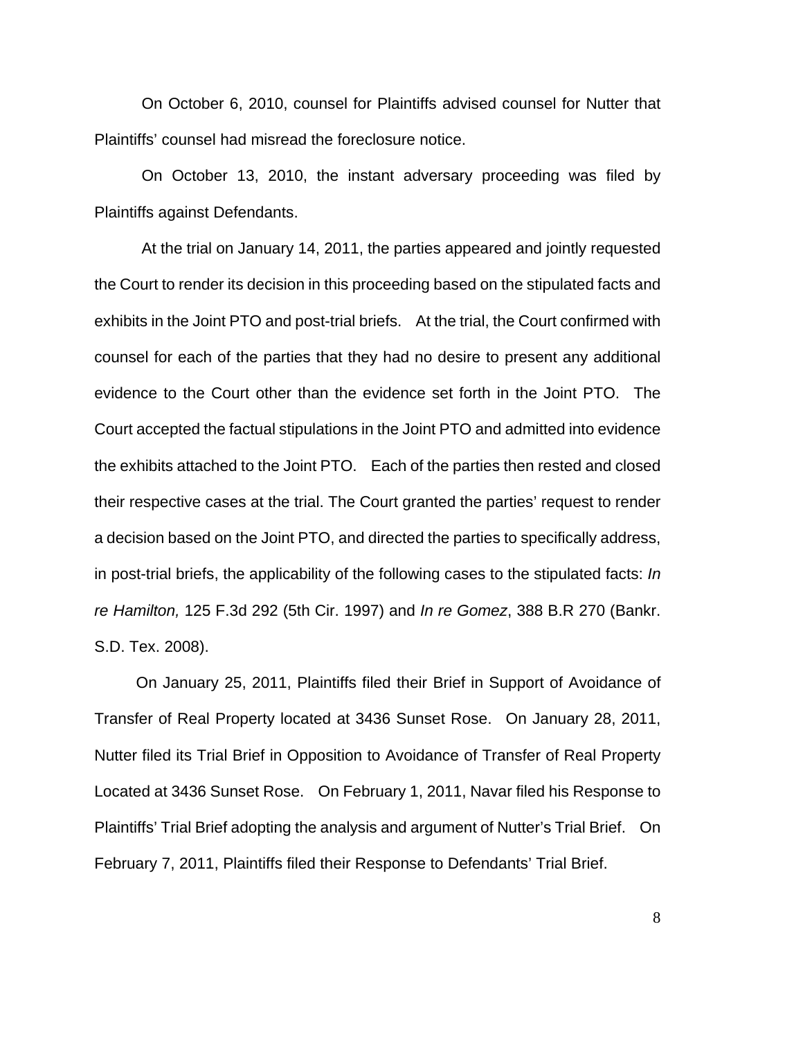On October 6, 2010, counsel for Plaintiffs advised counsel for Nutter that Plaintiffs' counsel had misread the foreclosure notice.

On October 13, 2010, the instant adversary proceeding was filed by Plaintiffs against Defendants.

At the trial on January 14, 2011, the parties appeared and jointly requested the Court to render its decision in this proceeding based on the stipulated facts and exhibits in the Joint PTO and post-trial briefs. At the trial, the Court confirmed with counsel for each of the parties that they had no desire to present any additional evidence to the Court other than the evidence set forth in the Joint PTO. The Court accepted the factual stipulations in the Joint PTO and admitted into evidence the exhibits attached to the Joint PTO. Each of the parties then rested and closed their respective cases at the trial. The Court granted the parties' request to render a decision based on the Joint PTO, and directed the parties to specifically address, in post-trial briefs, the applicability of the following cases to the stipulated facts: *In re Hamilton,* 125 F.3d 292 (5th Cir. 1997) and *In re Gomez*, 388 B.R 270 (Bankr. S.D. Tex. 2008).

On January 25, 2011, Plaintiffs filed their Brief in Support of Avoidance of Transfer of Real Property located at 3436 Sunset Rose. On January 28, 2011, Nutter filed its Trial Brief in Opposition to Avoidance of Transfer of Real Property Located at 3436 Sunset Rose. On February 1, 2011, Navar filed his Response to Plaintiffs' Trial Brief adopting the analysis and argument of Nutter's Trial Brief. On February 7, 2011, Plaintiffs filed their Response to Defendants' Trial Brief.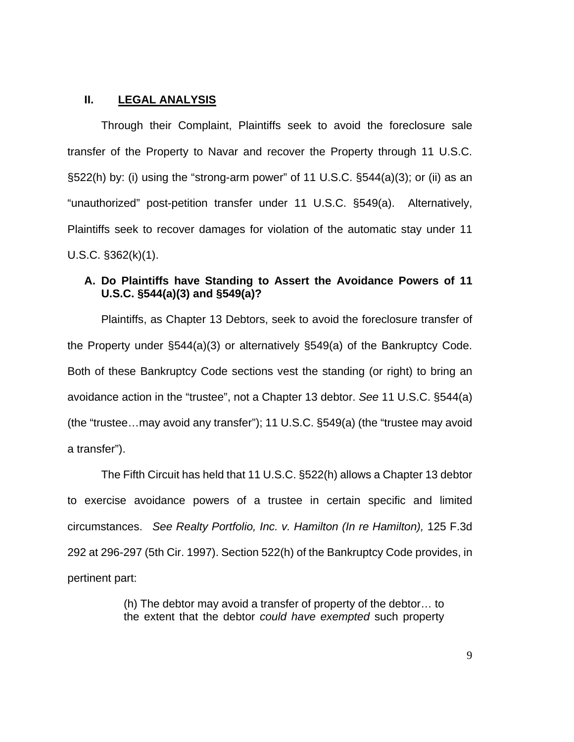## II. LEGAL ANALYSIS

Through their Complaint, Plaintiffs seek to avoid the foreclosure sale transfer of the Property to Navar and recover the Property through 11 U.S.C. §522(h) by: (i) using the "strong-arm power" of 11 U.S.C. §544(a)(3); or (ii) as an "unauthorized" post-petition transfer under 11 U.S.C. §549(a). Alternatively, Plaintiffs seek to recover damages for violation of the automatic stay under 11 U.S.C. §362(k)(1).

### A. Do Plaintiffs have Standing to Assert the Avoidance Powers of 11 U.S.C. §544(a)(3) and §549(a)?

Plaintiffs, as Chapter 13 Debtors, seek to avoid the foreclosure transfer of the Property under §544(a)(3) or alternatively §549(a) of the Bankruptcy Code. Both of these Bankruptcy Code sections vest the standing (or right) to bring an avoidance action in the "trustee", not a Chapter 13 debtor. *See* 11 U.S.C. §544(a) (the "trustee…may avoid any transfer"); 11 U.S.C. §549(a) (the "trustee may avoid a transfer").

The Fifth Circuit has held that 11 U.S.C. §522(h) allows a Chapter 13 debtor to exercise avoidance powers of a trustee in certain specific and limited circumstances. *See Realty Portfolio, Inc. v. Hamilton (In re Hamilton),* 125 F.3d 292 at 296-297 (5th Cir. 1997). Section 522(h) of the Bankruptcy Code provides, in pertinent part:

> (h) The debtor may avoid a transfer of property of the debtor… to the extent that the debtor *could have exempted* such property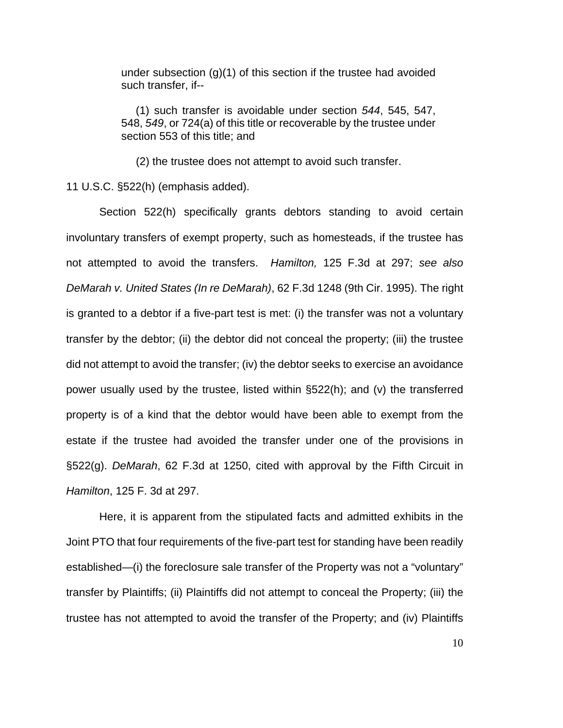> under subsection (g)(1) of this section if the trustee had avoided such transfer, if--
>
> (1) such transfer is avoidable under section *544*, 545, 547, 548, *549*, or 724(a) of this title or recoverable by the trustee under section 553 of this title; and
>
> (2) the trustee does not attempt to avoid such transfer.

11 U.S.C. §522(h) (emphasis added).

Section 522(h) specifically grants debtors standing to avoid certain involuntary transfers of exempt property, such as homesteads, if the trustee has not attempted to avoid the transfers. *Hamilton,* 125 F.3d at 297; *see also DeMarah v. United States (In re DeMarah)*, 62 F.3d 1248 (9th Cir. 1995). The right is granted to a debtor if a five-part test is met: (i) the transfer was not a voluntary transfer by the debtor; (ii) the debtor did not conceal the property; (iii) the trustee did not attempt to avoid the transfer; (iv) the debtor seeks to exercise an avoidance power usually used by the trustee, listed within §522(h); and (v) the transferred property is of a kind that the debtor would have been able to exempt from the estate if the trustee had avoided the transfer under one of the provisions in §522(g). *DeMarah*, 62 F.3d at 1250, cited with approval by the Fifth Circuit in *Hamilton*, 125 F. 3d at 297.

Here, it is apparent from the stipulated facts and admitted exhibits in the Joint PTO that four requirements of the five-part test for standing have been readily established—(i) the foreclosure sale transfer of the Property was not a "voluntary" transfer by Plaintiffs; (ii) Plaintiffs did not attempt to conceal the Property; (iii) the trustee has not attempted to avoid the transfer of the Property; and (iv) Plaintiffs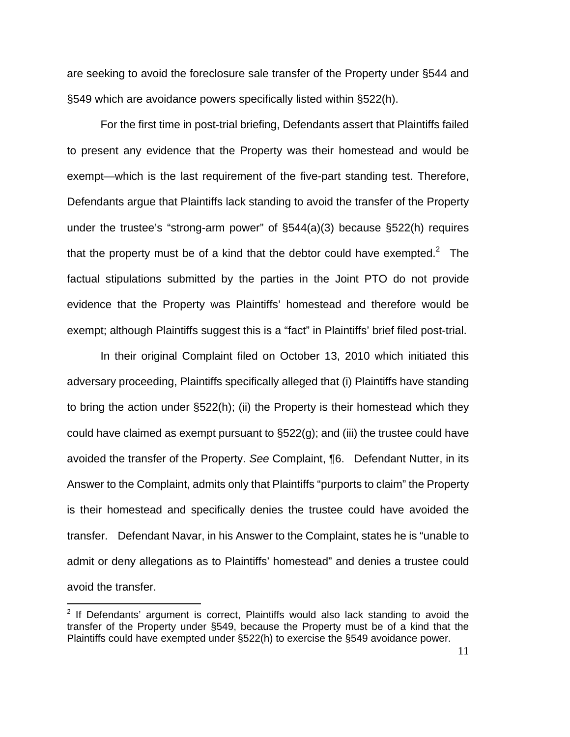are seeking to avoid the foreclosure sale transfer of the Property under §544 and §549 which are avoidance powers specifically listed within §522(h).

For the first time in post-trial briefing, Defendants assert that Plaintiffs failed to present any evidence that the Property was their homestead and would be exempt—which is the last requirement of the five-part standing test. Therefore, Defendants argue that Plaintiffs lack standing to avoid the transfer of the Property under the trustee's "strong-arm power" of §544(a)(3) because §522(h) requires that the property must be of a kind that the debtor could have exempted.[2] The factual stipulations submitted by the parties in the Joint PTO do not provide evidence that the Property was Plaintiffs' homestead and therefore would be exempt; although Plaintiffs suggest this is a "fact" in Plaintiffs' brief filed post-trial.

In their original Complaint filed on October 13, 2010 which initiated this adversary proceeding, Plaintiffs specifically alleged that (i) Plaintiffs have standing to bring the action under §522(h); (ii) the Property is their homestead which they could have claimed as exempt pursuant to §522(g); and (iii) the trustee could have avoided the transfer of the Property. *See* Complaint, ¶6. Defendant Nutter, in its Answer to the Complaint, admits only that Plaintiffs "purports to claim" the Property is their homestead and specifically denies the trustee could have avoided the transfer. Defendant Navar, in his Answer to the Complaint, states he is "unable to admit or deny allegations as to Plaintiffs' homestead" and denies a trustee could avoid the transfer.

---

[2] If Defendants' argument is correct, Plaintiffs would also lack standing to avoid the transfer of the Property under §549, because the Property must be of a kind that the Plaintiffs could have exempted under §522(h) to exercise the §549 avoidance power.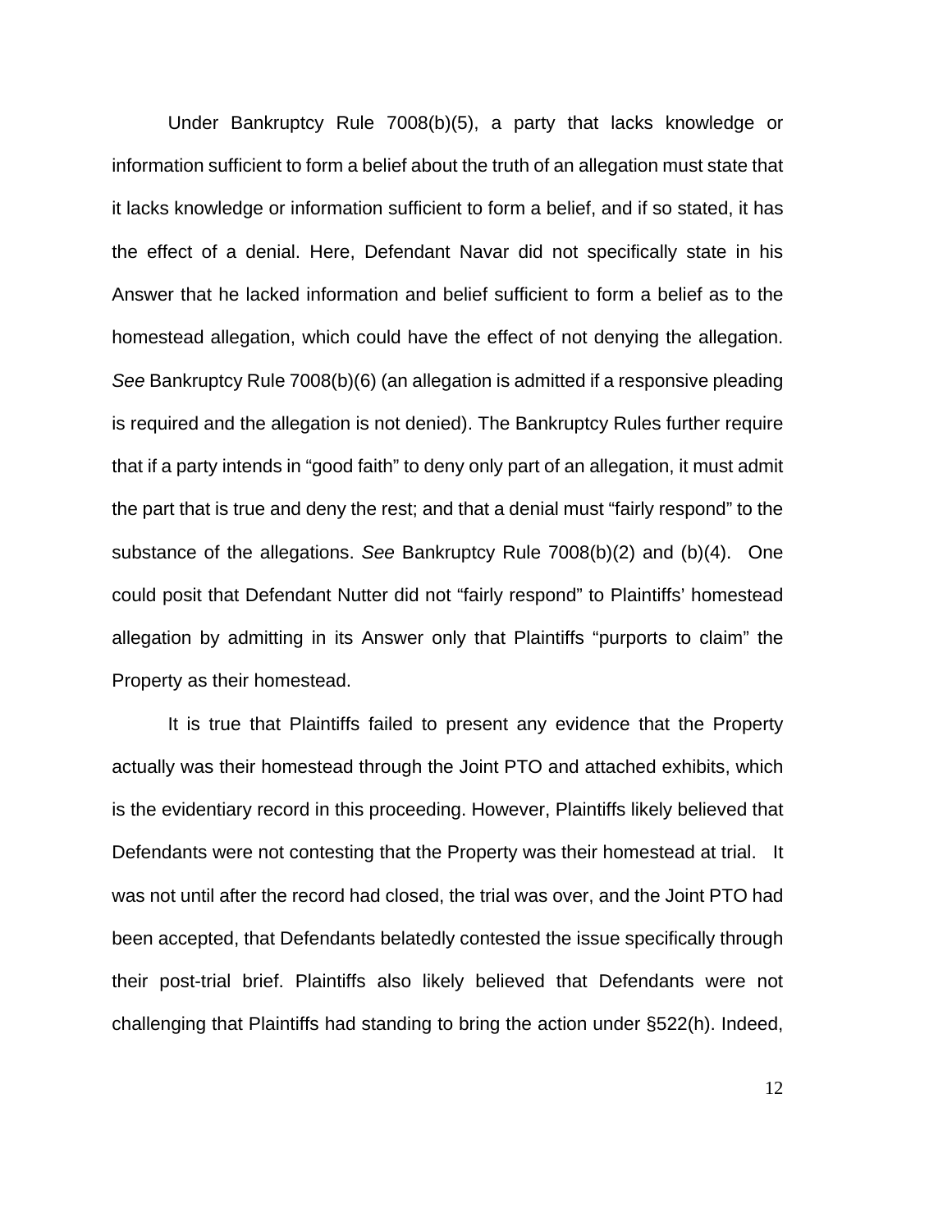Under Bankruptcy Rule 7008(b)(5), a party that lacks knowledge or information sufficient to form a belief about the truth of an allegation must state that it lacks knowledge or information sufficient to form a belief, and if so stated, it has the effect of a denial. Here, Defendant Navar did not specifically state in his Answer that he lacked information and belief sufficient to form a belief as to the homestead allegation, which could have the effect of not denying the allegation. *See* Bankruptcy Rule 7008(b)(6) (an allegation is admitted if a responsive pleading is required and the allegation is not denied). The Bankruptcy Rules further require that if a party intends in "good faith" to deny only part of an allegation, it must admit the part that is true and deny the rest; and that a denial must "fairly respond" to the substance of the allegations. *See* Bankruptcy Rule 7008(b)(2) and (b)(4). One could posit that Defendant Nutter did not "fairly respond" to Plaintiffs' homestead allegation by admitting in its Answer only that Plaintiffs "purports to claim" the Property as their homestead.

It is true that Plaintiffs failed to present any evidence that the Property actually was their homestead through the Joint PTO and attached exhibits, which is the evidentiary record in this proceeding. However, Plaintiffs likely believed that Defendants were not contesting that the Property was their homestead at trial. It was not until after the record had closed, the trial was over, and the Joint PTO had been accepted, that Defendants belatedly contested the issue specifically through their post-trial brief. Plaintiffs also likely believed that Defendants were not challenging that Plaintiffs had standing to bring the action under §522(h). Indeed,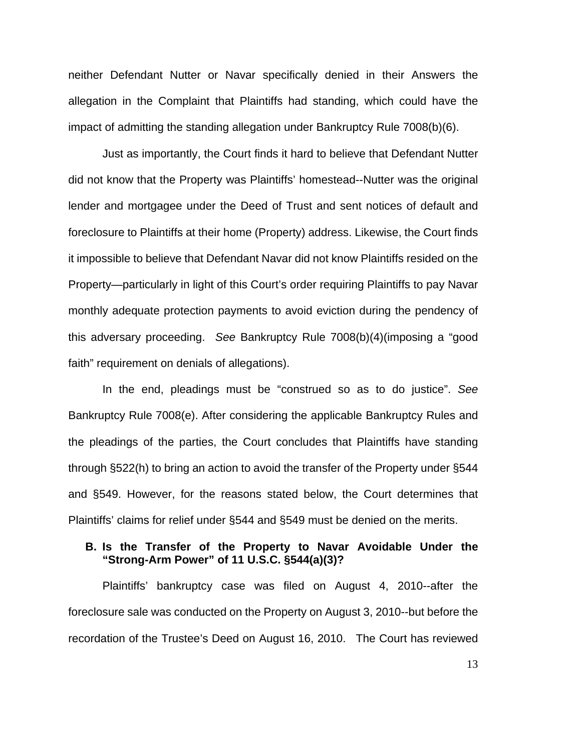neither Defendant Nutter or Navar specifically denied in their Answers the allegation in the Complaint that Plaintiffs had standing, which could have the impact of admitting the standing allegation under Bankruptcy Rule 7008(b)(6).

Just as importantly, the Court finds it hard to believe that Defendant Nutter did not know that the Property was Plaintiffs' homestead--Nutter was the original lender and mortgagee under the Deed of Trust and sent notices of default and foreclosure to Plaintiffs at their home (Property) address. Likewise, the Court finds it impossible to believe that Defendant Navar did not know Plaintiffs resided on the Property—particularly in light of this Court's order requiring Plaintiffs to pay Navar monthly adequate protection payments to avoid eviction during the pendency of this adversary proceeding. *See* Bankruptcy Rule 7008(b)(4)(imposing a "good faith" requirement on denials of allegations).

In the end, pleadings must be "construed so as to do justice". *See* Bankruptcy Rule 7008(e). After considering the applicable Bankruptcy Rules and the pleadings of the parties, the Court concludes that Plaintiffs have standing through §522(h) to bring an action to avoid the transfer of the Property under §544 and §549. However, for the reasons stated below, the Court determines that Plaintiffs' claims for relief under §544 and §549 must be denied on the merits.

### B. Is the Transfer of the Property to Navar Avoidable Under the "Strong-Arm Power" of 11 U.S.C. §544(a)(3)?

Plaintiffs' bankruptcy case was filed on August 4, 2010--after the foreclosure sale was conducted on the Property on August 3, 2010--but before the recordation of the Trustee's Deed on August 16, 2010. The Court has reviewed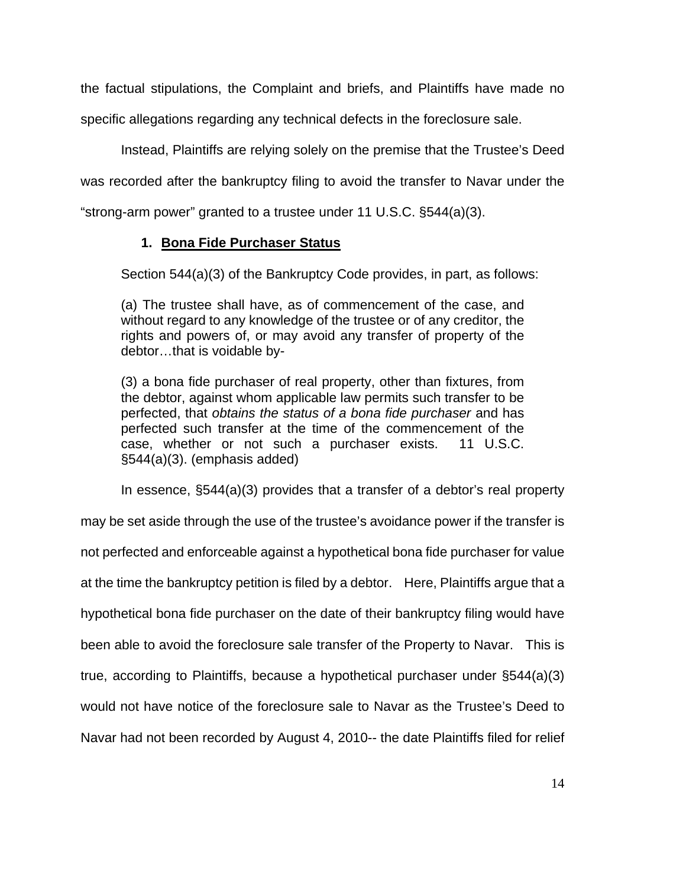the factual stipulations, the Complaint and briefs, and Plaintiffs have made no specific allegations regarding any technical defects in the foreclosure sale.

Instead, Plaintiffs are relying solely on the premise that the Trustee's Deed was recorded after the bankruptcy filing to avoid the transfer to Navar under the "strong-arm power" granted to a trustee under 11 U.S.C. §544(a)(3).

**1. <u>Bona Fide Purchaser Status</u>**

Section 544(a)(3) of the Bankruptcy Code provides, in part, as follows:

> (a) The trustee shall have, as of commencement of the case, and without regard to any knowledge of the trustee or of any creditor, the rights and powers of, or may avoid any transfer of property of the debtor…that is voidable by-
>
> (3) a bona fide purchaser of real property, other than fixtures, from the debtor, against whom applicable law permits such transfer to be perfected, that *obtains the status of a bona fide purchaser* and has perfected such transfer at the time of the commencement of the case, whether or not such a purchaser exists. 11 U.S.C. §544(a)(3). (emphasis added)

In essence, §544(a)(3) provides that a transfer of a debtor's real property may be set aside through the use of the trustee's avoidance power if the transfer is not perfected and enforceable against a hypothetical bona fide purchaser for value at the time the bankruptcy petition is filed by a debtor. Here, Plaintiffs argue that a hypothetical bona fide purchaser on the date of their bankruptcy filing would have been able to avoid the foreclosure sale transfer of the Property to Navar. This is true, according to Plaintiffs, because a hypothetical purchaser under §544(a)(3) would not have notice of the foreclosure sale to Navar as the Trustee's Deed to Navar had not been recorded by August 4, 2010-- the date Plaintiffs filed for relief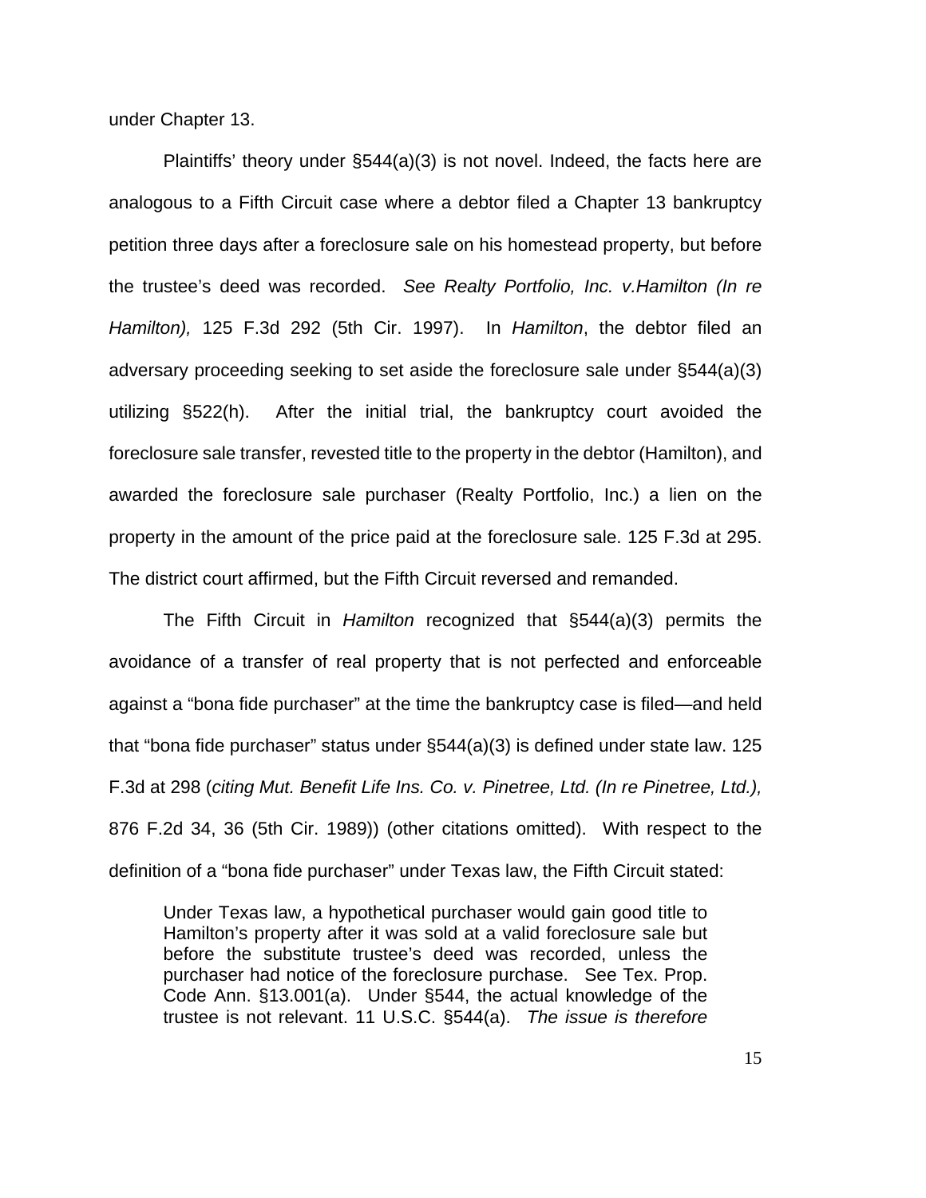under Chapter 13.

Plaintiffs' theory under §544(a)(3) is not novel. Indeed, the facts here are analogous to a Fifth Circuit case where a debtor filed a Chapter 13 bankruptcy petition three days after a foreclosure sale on his homestead property, but before the trustee's deed was recorded. *See Realty Portfolio, Inc. v.Hamilton (In re Hamilton),* 125 F.3d 292 (5th Cir. 1997). In *Hamilton*, the debtor filed an adversary proceeding seeking to set aside the foreclosure sale under §544(a)(3) utilizing §522(h). After the initial trial, the bankruptcy court avoided the foreclosure sale transfer, revested title to the property in the debtor (Hamilton), and awarded the foreclosure sale purchaser (Realty Portfolio, Inc.) a lien on the property in the amount of the price paid at the foreclosure sale. 125 F.3d at 295. The district court affirmed, but the Fifth Circuit reversed and remanded.

The Fifth Circuit in *Hamilton* recognized that §544(a)(3) permits the avoidance of a transfer of real property that is not perfected and enforceable against a "bona fide purchaser" at the time the bankruptcy case is filed—and held that "bona fide purchaser" status under §544(a)(3) is defined under state law. 125 F.3d at 298 (*citing Mut. Benefit Life Ins. Co. v. Pinetree, Ltd. (In re Pinetree, Ltd.),* 876 F.2d 34, 36 (5th Cir. 1989)) (other citations omitted). With respect to the definition of a "bona fide purchaser" under Texas law, the Fifth Circuit stated:

> Under Texas law, a hypothetical purchaser would gain good title to Hamilton's property after it was sold at a valid foreclosure sale but before the substitute trustee's deed was recorded, unless the purchaser had notice of the foreclosure purchase. See Tex. Prop. Code Ann. §13.001(a). Under §544, the actual knowledge of the trustee is not relevant. 11 U.S.C. §544(a). *The issue is therefore*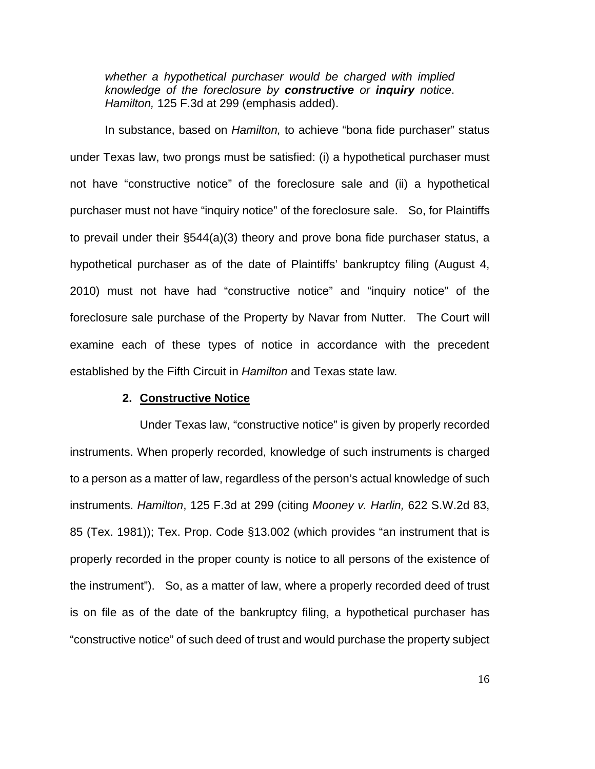> *whether a hypothetical purchaser would be charged with implied knowledge of the foreclosure by **constructive** or **inquiry** notice*. *Hamilton,* 125 F.3d at 299 (emphasis added).

In substance, based on *Hamilton,* to achieve "bona fide purchaser" status under Texas law, two prongs must be satisfied: (i) a hypothetical purchaser must not have "constructive notice" of the foreclosure sale and (ii) a hypothetical purchaser must not have "inquiry notice" of the foreclosure sale. So, for Plaintiffs to prevail under their §544(a)(3) theory and prove bona fide purchaser status, a hypothetical purchaser as of the date of Plaintiffs' bankruptcy filing (August 4, 2010) must not have had "constructive notice" and "inquiry notice" of the foreclosure sale purchase of the Property by Navar from Nutter. The Court will examine each of these types of notice in accordance with the precedent established by the Fifth Circuit in *Hamilton* and Texas state law.

### 2. Constructive Notice

Under Texas law, "constructive notice" is given by properly recorded instruments. When properly recorded, knowledge of such instruments is charged to a person as a matter of law, regardless of the person's actual knowledge of such instruments. *Hamilton*, 125 F.3d at 299 (citing *Mooney v. Harlin,* 622 S.W.2d 83, 85 (Tex. 1981)); Tex. Prop. Code §13.002 (which provides "an instrument that is properly recorded in the proper county is notice to all persons of the existence of the instrument"). So, as a matter of law, where a properly recorded deed of trust is on file as of the date of the bankruptcy filing, a hypothetical purchaser has "constructive notice" of such deed of trust and would purchase the property subject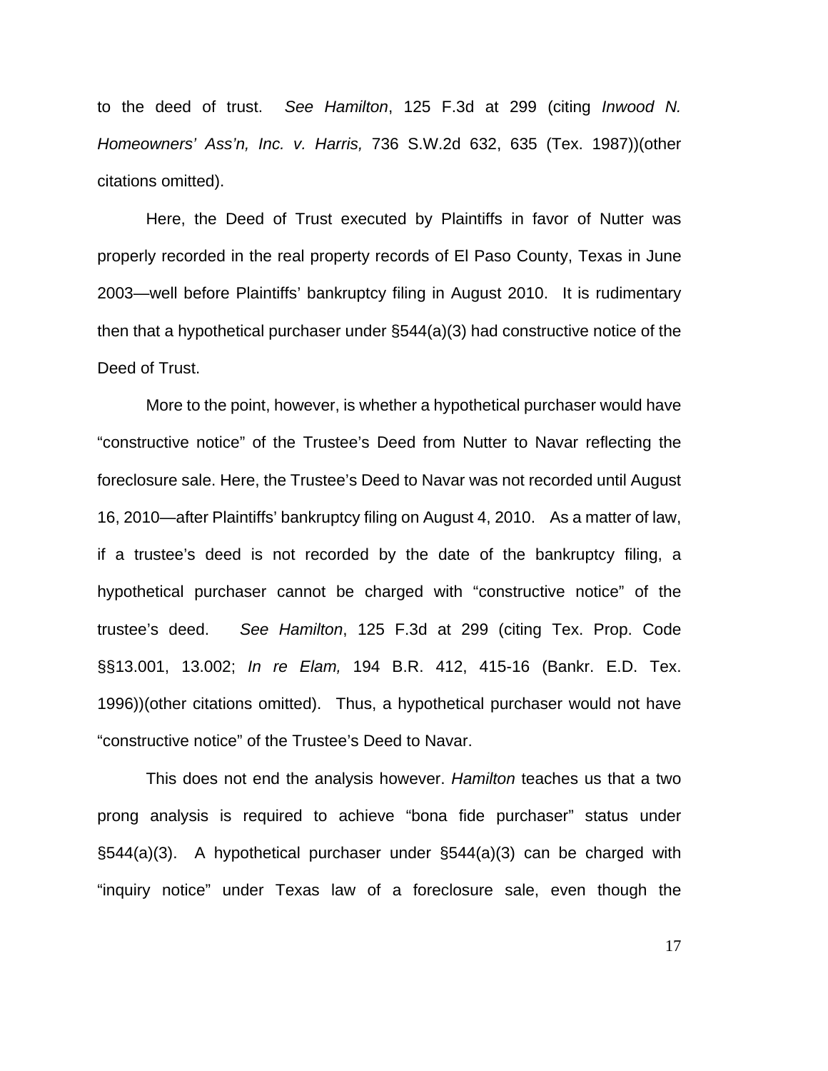to the deed of trust. *See Hamilton*, 125 F.3d at 299 (citing *Inwood N. Homeowners' Ass'n, Inc. v. Harris,* 736 S.W.2d 632, 635 (Tex. 1987))(other citations omitted).

Here, the Deed of Trust executed by Plaintiffs in favor of Nutter was properly recorded in the real property records of El Paso County, Texas in June 2003—well before Plaintiffs' bankruptcy filing in August 2010. It is rudimentary then that a hypothetical purchaser under §544(a)(3) had constructive notice of the Deed of Trust.

More to the point, however, is whether a hypothetical purchaser would have "constructive notice" of the Trustee's Deed from Nutter to Navar reflecting the foreclosure sale. Here, the Trustee's Deed to Navar was not recorded until August 16, 2010—after Plaintiffs' bankruptcy filing on August 4, 2010. As a matter of law, if a trustee's deed is not recorded by the date of the bankruptcy filing, a hypothetical purchaser cannot be charged with "constructive notice" of the trustee's deed. *See Hamilton*, 125 F.3d at 299 (citing Tex. Prop. Code §§13.001, 13.002; *In re Elam,* 194 B.R. 412, 415-16 (Bankr. E.D. Tex. 1996))(other citations omitted). Thus, a hypothetical purchaser would not have "constructive notice" of the Trustee's Deed to Navar.

This does not end the analysis however. *Hamilton* teaches us that a two prong analysis is required to achieve "bona fide purchaser" status under §544(a)(3). A hypothetical purchaser under §544(a)(3) can be charged with "inquiry notice" under Texas law of a foreclosure sale, even though the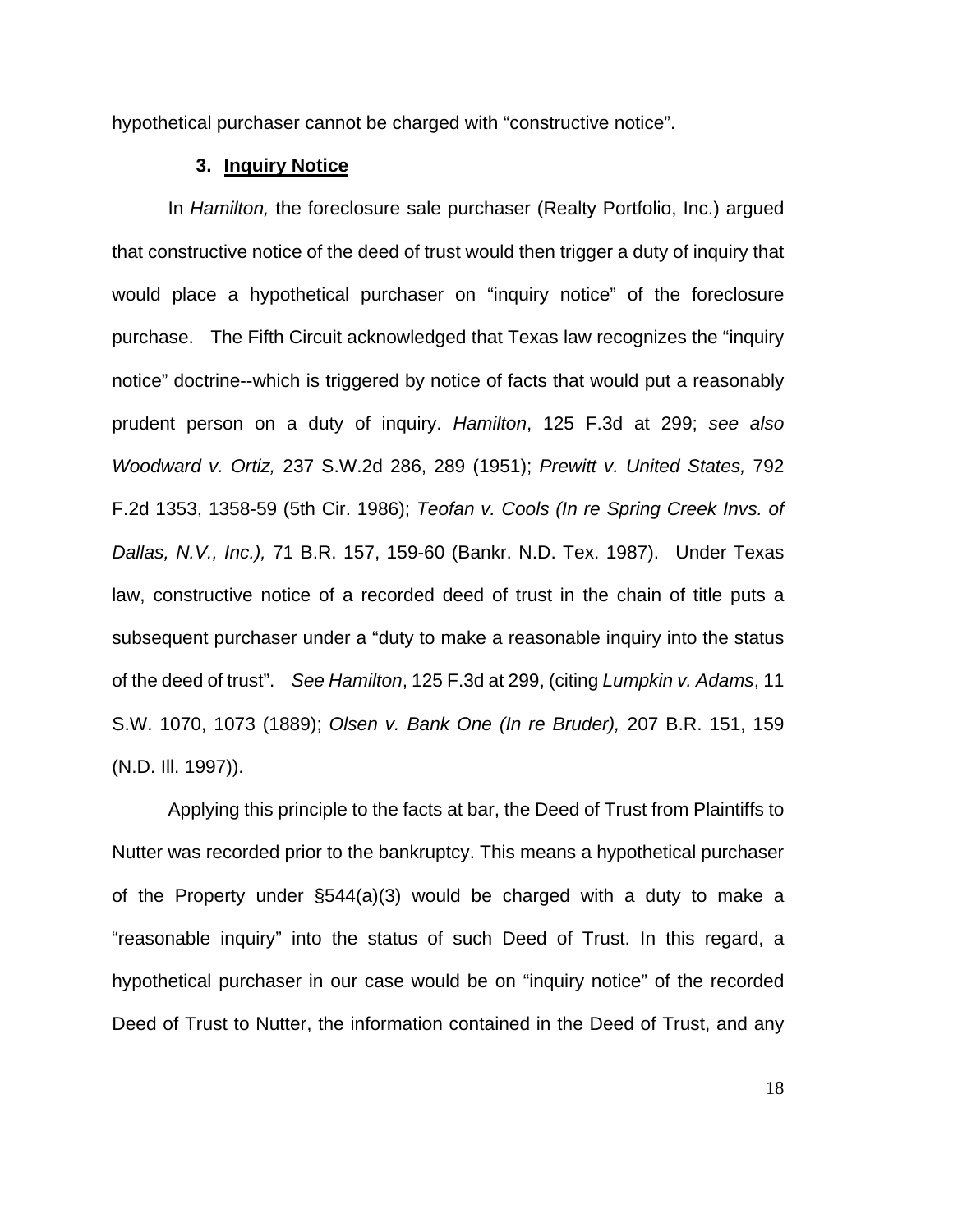hypothetical purchaser cannot be charged with "constructive notice".

### 3. Inquiry Notice

In *Hamilton,* the foreclosure sale purchaser (Realty Portfolio, Inc.) argued that constructive notice of the deed of trust would then trigger a duty of inquiry that would place a hypothetical purchaser on "inquiry notice" of the foreclosure purchase. The Fifth Circuit acknowledged that Texas law recognizes the "inquiry notice" doctrine--which is triggered by notice of facts that would put a reasonably prudent person on a duty of inquiry. *Hamilton*, 125 F.3d at 299; *see also Woodward v. Ortiz,* 237 S.W.2d 286, 289 (1951); *Prewitt v. United States,* 792 F.2d 1353, 1358-59 (5th Cir. 1986); *Teofan v. Cools (In re Spring Creek Invs. of Dallas, N.V., Inc.),* 71 B.R. 157, 159-60 (Bankr. N.D. Tex. 1987). Under Texas law, constructive notice of a recorded deed of trust in the chain of title puts a subsequent purchaser under a "duty to make a reasonable inquiry into the status of the deed of trust". *See Hamilton*, 125 F.3d at 299, (citing *Lumpkin v. Adams*, 11 S.W. 1070, 1073 (1889); *Olsen v. Bank One (In re Bruder),* 207 B.R. 151, 159 (N.D. Ill. 1997)).

Applying this principle to the facts at bar, the Deed of Trust from Plaintiffs to Nutter was recorded prior to the bankruptcy. This means a hypothetical purchaser of the Property under §544(a)(3) would be charged with a duty to make a "reasonable inquiry" into the status of such Deed of Trust. In this regard, a hypothetical purchaser in our case would be on "inquiry notice" of the recorded Deed of Trust to Nutter, the information contained in the Deed of Trust, and any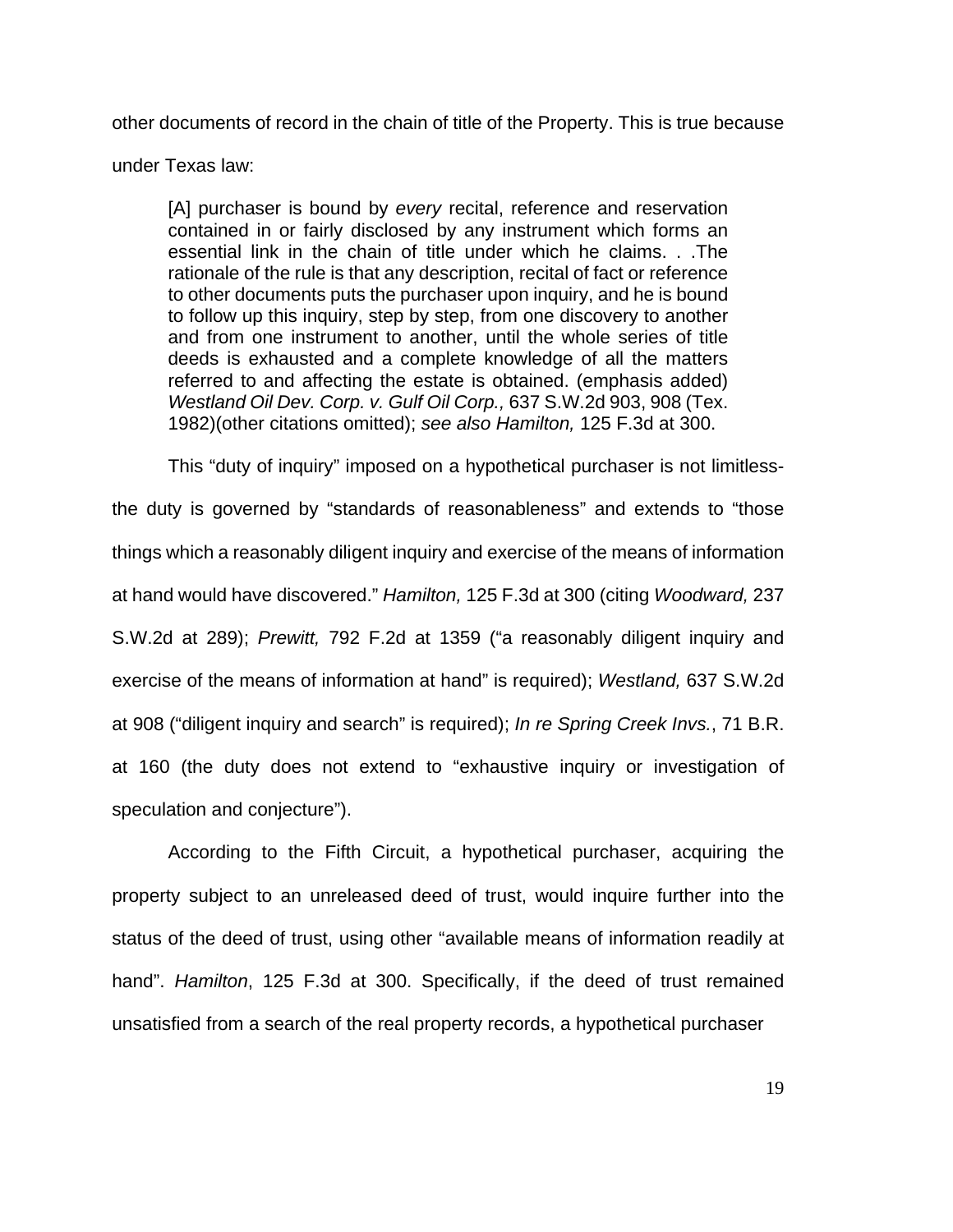other documents of record in the chain of title of the Property. This is true because under Texas law:

> [A] purchaser is bound by *every* recital, reference and reservation contained in or fairly disclosed by any instrument which forms an essential link in the chain of title under which he claims. . .The rationale of the rule is that any description, recital of fact or reference to other documents puts the purchaser upon inquiry, and he is bound to follow up this inquiry, step by step, from one discovery to another and from one instrument to another, until the whole series of title deeds is exhausted and a complete knowledge of all the matters referred to and affecting the estate is obtained. (emphasis added) *Westland Oil Dev. Corp. v. Gulf Oil Corp.,* 637 S.W.2d 903, 908 (Tex. 1982)(other citations omitted); *see also Hamilton,* 125 F.3d at 300.

This "duty of inquiry" imposed on a hypothetical purchaser is not limitless- the duty is governed by "standards of reasonableness" and extends to "those things which a reasonably diligent inquiry and exercise of the means of information at hand would have discovered." *Hamilton,* 125 F.3d at 300 (citing *Woodward,* 237 S.W.2d at 289); *Prewitt,* 792 F.2d at 1359 ("a reasonably diligent inquiry and exercise of the means of information at hand" is required); *Westland,* 637 S.W.2d at 908 ("diligent inquiry and search" is required); *In re Spring Creek Invs.*, 71 B.R. at 160 (the duty does not extend to "exhaustive inquiry or investigation of speculation and conjecture").

According to the Fifth Circuit, a hypothetical purchaser, acquiring the property subject to an unreleased deed of trust, would inquire further into the status of the deed of trust, using other "available means of information readily at hand". *Hamilton*, 125 F.3d at 300. Specifically, if the deed of trust remained unsatisfied from a search of the real property records, a hypothetical purchaser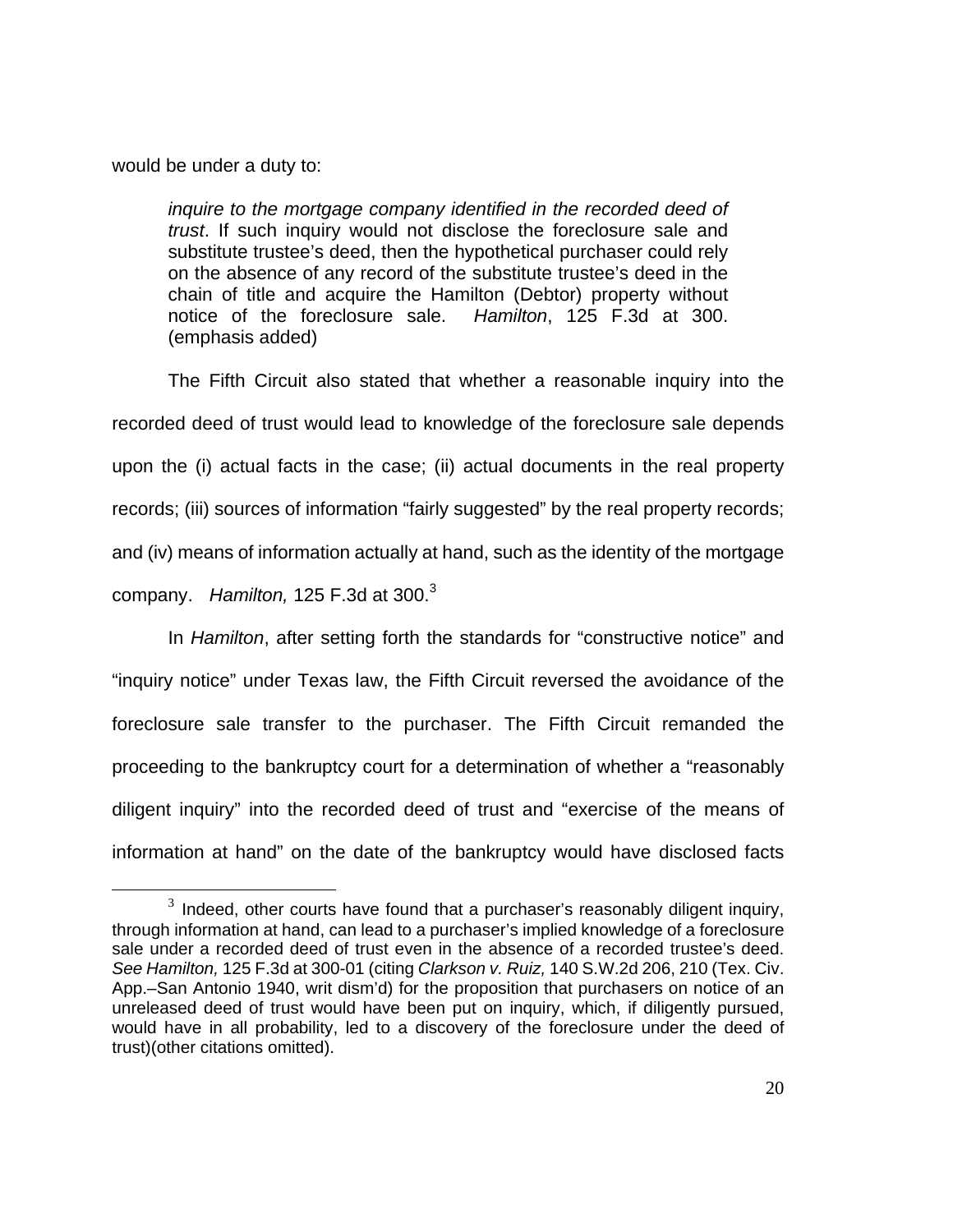would be under a duty to:

> *inquire to the mortgage company identified in the recorded deed of trust*. If such inquiry would not disclose the foreclosure sale and substitute trustee's deed, then the hypothetical purchaser could rely on the absence of any record of the substitute trustee's deed in the chain of title and acquire the Hamilton (Debtor) property without notice of the foreclosure sale. *Hamilton*, 125 F.3d at 300. (emphasis added)

The Fifth Circuit also stated that whether a reasonable inquiry into the recorded deed of trust would lead to knowledge of the foreclosure sale depends upon the (i) actual facts in the case; (ii) actual documents in the real property records; (iii) sources of information "fairly suggested" by the real property records; and (iv) means of information actually at hand, such as the identity of the mortgage company. *Hamilton,* 125 F.3d at 300.[3]

In *Hamilton*, after setting forth the standards for "constructive notice" and "inquiry notice" under Texas law, the Fifth Circuit reversed the avoidance of the foreclosure sale transfer to the purchaser. The Fifth Circuit remanded the proceeding to the bankruptcy court for a determination of whether a "reasonably diligent inquiry" into the recorded deed of trust and "exercise of the means of information at hand" on the date of the bankruptcy would have disclosed facts

---

[3] Indeed, other courts have found that a purchaser's reasonably diligent inquiry, through information at hand, can lead to a purchaser's implied knowledge of a foreclosure sale under a recorded deed of trust even in the absence of a recorded trustee's deed. *See Hamilton,* 125 F.3d at 300-01 (citing *Clarkson v. Ruiz,* 140 S.W.2d 206, 210 (Tex. Civ. App.–San Antonio 1940, writ dism'd) for the proposition that purchasers on notice of an unreleased deed of trust would have been put on inquiry, which, if diligently pursued, would have in all probability, led to a discovery of the foreclosure under the deed of trust)(other citations omitted).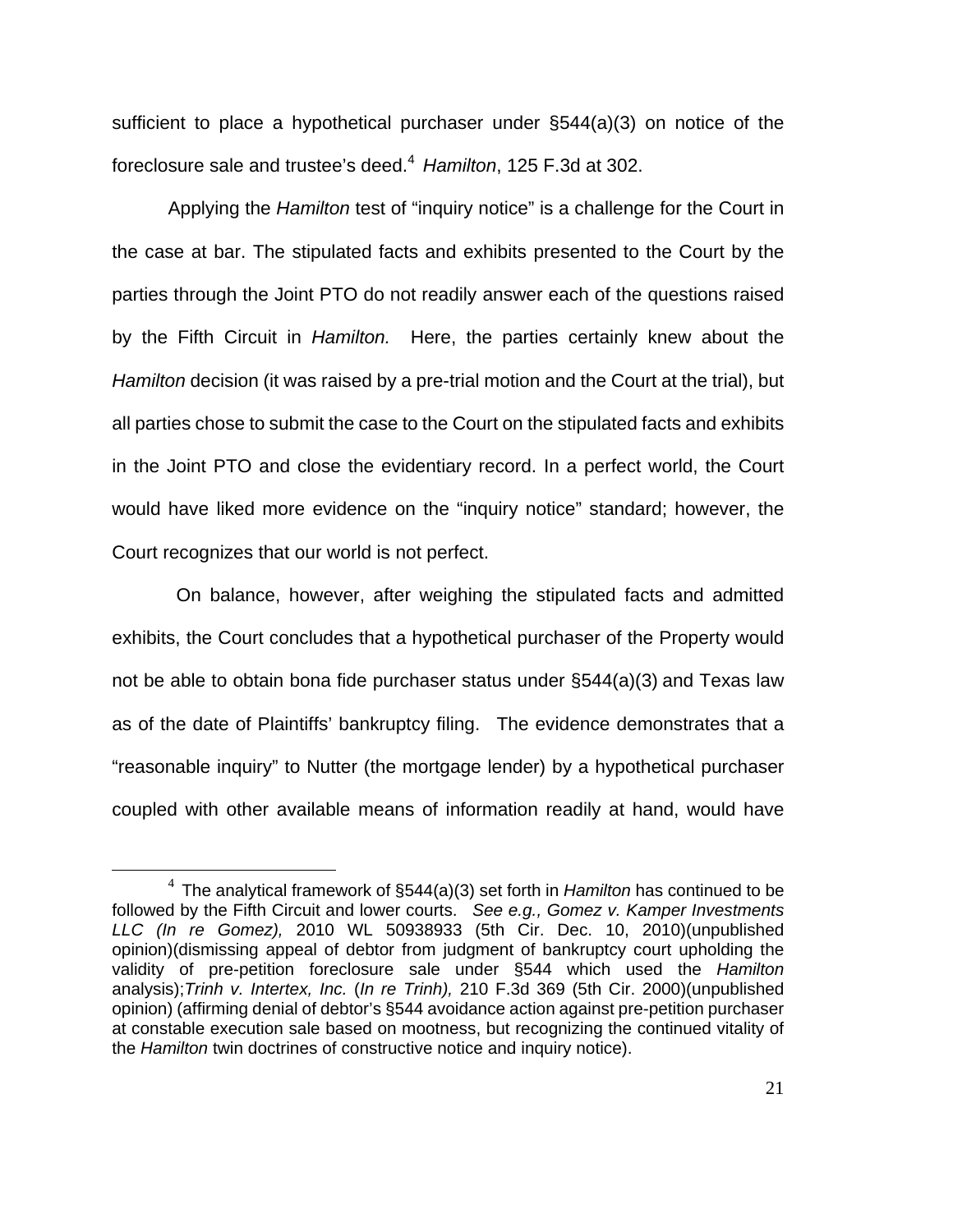sufficient to place a hypothetical purchaser under §544(a)(3) on notice of the foreclosure sale and trustee's deed.[4] *Hamilton*, 125 F.3d at 302.

Applying the *Hamilton* test of "inquiry notice" is a challenge for the Court in the case at bar. The stipulated facts and exhibits presented to the Court by the parties through the Joint PTO do not readily answer each of the questions raised by the Fifth Circuit in *Hamilton.* Here, the parties certainly knew about the *Hamilton* decision (it was raised by a pre-trial motion and the Court at the trial), but all parties chose to submit the case to the Court on the stipulated facts and exhibits in the Joint PTO and close the evidentiary record. In a perfect world, the Court would have liked more evidence on the "inquiry notice" standard; however, the Court recognizes that our world is not perfect.

On balance, however, after weighing the stipulated facts and admitted exhibits, the Court concludes that a hypothetical purchaser of the Property would not be able to obtain bona fide purchaser status under §544(a)(3) and Texas law as of the date of Plaintiffs' bankruptcy filing. The evidence demonstrates that a "reasonable inquiry" to Nutter (the mortgage lender) by a hypothetical purchaser coupled with other available means of information readily at hand, would have

---

[4] The analytical framework of §544(a)(3) set forth in *Hamilton* has continued to be followed by the Fifth Circuit and lower courts. *See e.g., Gomez v. Kamper Investments LLC (In re Gomez),* 2010 WL 50938933 (5th Cir. Dec. 10, 2010)(unpublished opinion)(dismissing appeal of debtor from judgment of bankruptcy court upholding the validity of pre-petition foreclosure sale under §544 which used the *Hamilton* analysis);*Trinh v. Intertex, Inc.* (*In re Trinh),* 210 F.3d 369 (5th Cir. 2000)(unpublished opinion) (affirming denial of debtor's §544 avoidance action against pre-petition purchaser at constable execution sale based on mootness, but recognizing the continued vitality of the *Hamilton* twin doctrines of constructive notice and inquiry notice).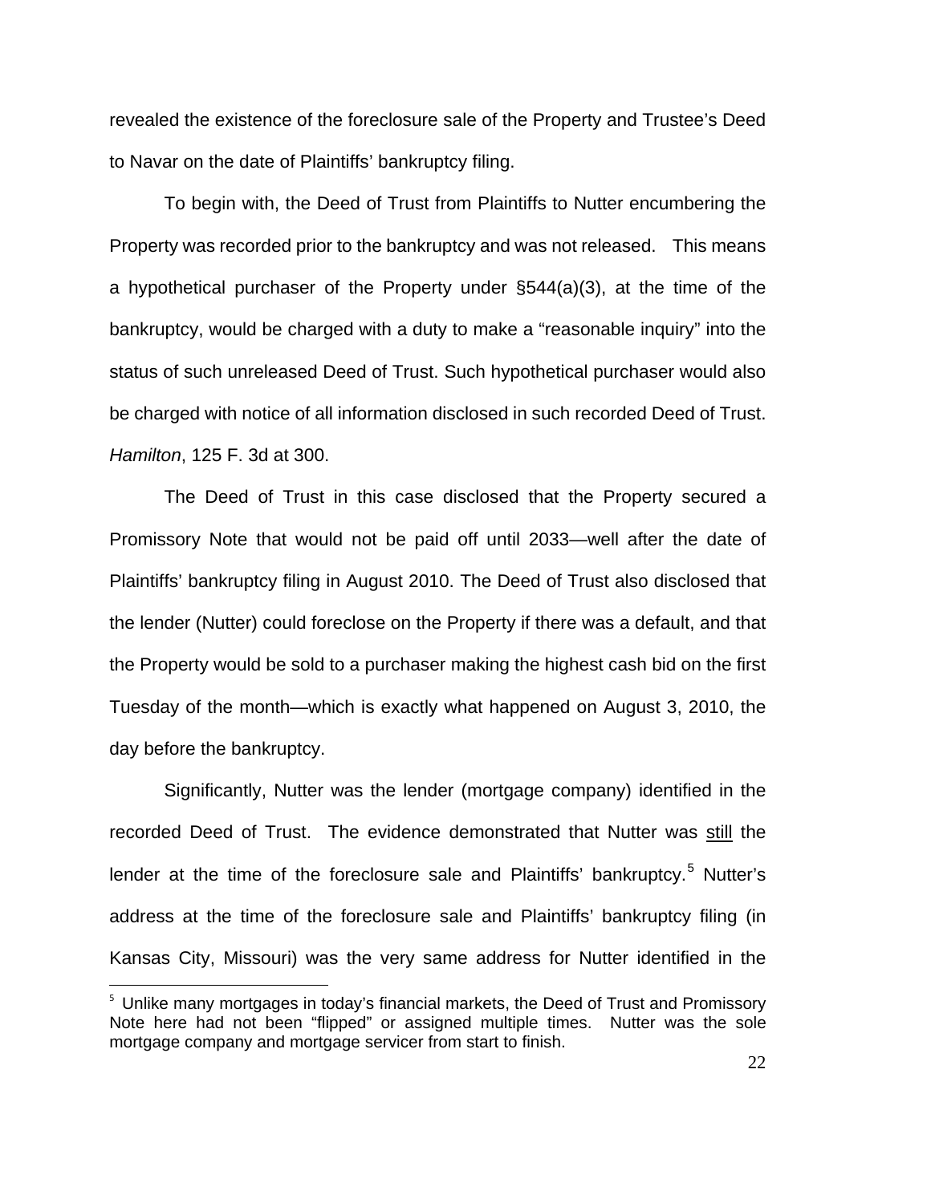revealed the existence of the foreclosure sale of the Property and Trustee's Deed to Navar on the date of Plaintiffs' bankruptcy filing.

To begin with, the Deed of Trust from Plaintiffs to Nutter encumbering the Property was recorded prior to the bankruptcy and was not released. This means a hypothetical purchaser of the Property under §544(a)(3), at the time of the bankruptcy, would be charged with a duty to make a "reasonable inquiry" into the status of such unreleased Deed of Trust. Such hypothetical purchaser would also be charged with notice of all information disclosed in such recorded Deed of Trust. *Hamilton*, 125 F. 3d at 300.

The Deed of Trust in this case disclosed that the Property secured a Promissory Note that would not be paid off until 2033—well after the date of Plaintiffs' bankruptcy filing in August 2010. The Deed of Trust also disclosed that the lender (Nutter) could foreclose on the Property if there was a default, and that the Property would be sold to a purchaser making the highest cash bid on the first Tuesday of the month—which is exactly what happened on August 3, 2010, the day before the bankruptcy.

Significantly, Nutter was the lender (mortgage company) identified in the recorded Deed of Trust. The evidence demonstrated that Nutter was <u>still</u> the lender at the time of the foreclosure sale and Plaintiffs' bankruptcy.[5] Nutter's address at the time of the foreclosure sale and Plaintiffs' bankruptcy filing (in Kansas City, Missouri) was the very same address for Nutter identified in the

[5] Unlike many mortgages in today's financial markets, the Deed of Trust and Promissory Note here had not been "flipped" or assigned multiple times. Nutter was the sole mortgage company and mortgage servicer from start to finish.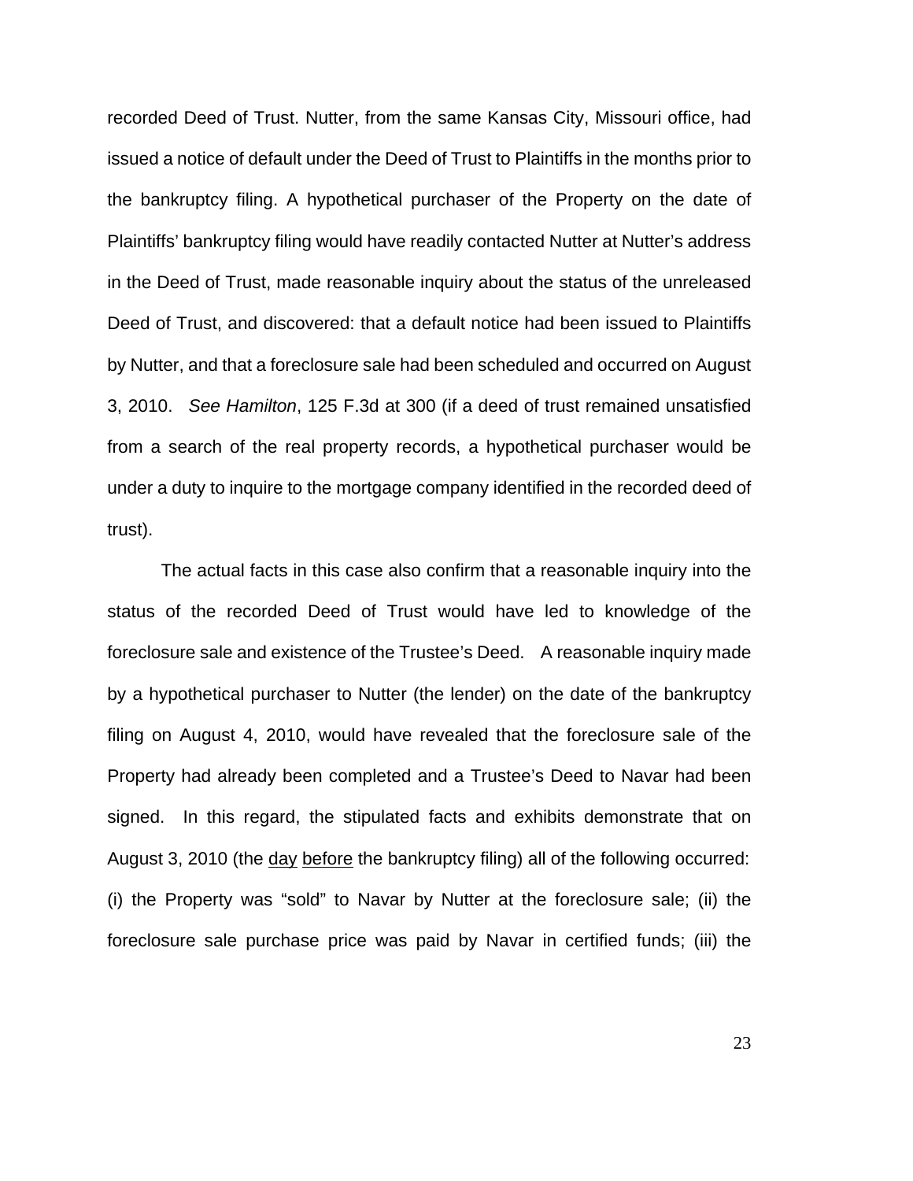recorded Deed of Trust. Nutter, from the same Kansas City, Missouri office, had issued a notice of default under the Deed of Trust to Plaintiffs in the months prior to the bankruptcy filing. A hypothetical purchaser of the Property on the date of Plaintiffs' bankruptcy filing would have readily contacted Nutter at Nutter's address in the Deed of Trust, made reasonable inquiry about the status of the unreleased Deed of Trust, and discovered: that a default notice had been issued to Plaintiffs by Nutter, and that a foreclosure sale had been scheduled and occurred on August 3, 2010. *See Hamilton*, 125 F.3d at 300 (if a deed of trust remained unsatisfied from a search of the real property records, a hypothetical purchaser would be under a duty to inquire to the mortgage company identified in the recorded deed of trust).

The actual facts in this case also confirm that a reasonable inquiry into the status of the recorded Deed of Trust would have led to knowledge of the foreclosure sale and existence of the Trustee's Deed. A reasonable inquiry made by a hypothetical purchaser to Nutter (the lender) on the date of the bankruptcy filing on August 4, 2010, would have revealed that the foreclosure sale of the Property had already been completed and a Trustee's Deed to Navar had been signed. In this regard, the stipulated facts and exhibits demonstrate that on August 3, 2010 (the <u>day</u> <u>before</u> the bankruptcy filing) all of the following occurred: (i) the Property was "sold" to Navar by Nutter at the foreclosure sale; (ii) the foreclosure sale purchase price was paid by Navar in certified funds; (iii) the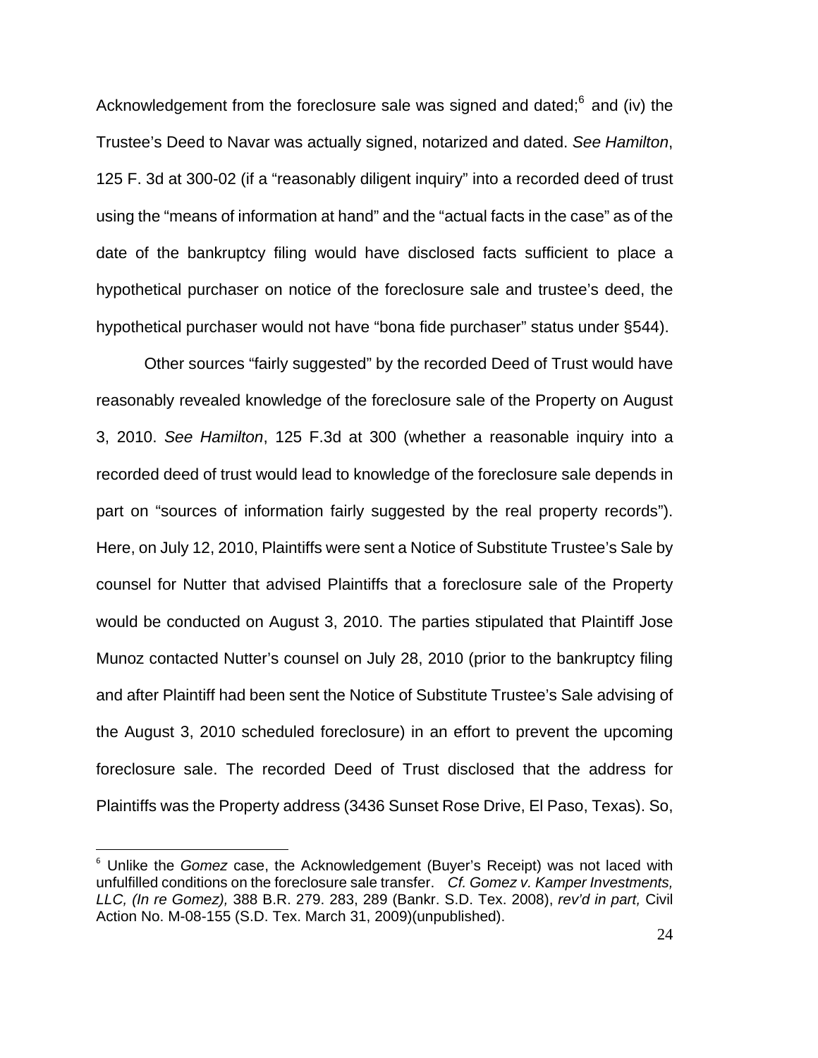Acknowledgement from the foreclosure sale was signed and dated;[6] and (iv) the Trustee's Deed to Navar was actually signed, notarized and dated. *See Hamilton*, 125 F. 3d at 300-02 (if a "reasonably diligent inquiry" into a recorded deed of trust using the "means of information at hand" and the "actual facts in the case" as of the date of the bankruptcy filing would have disclosed facts sufficient to place a hypothetical purchaser on notice of the foreclosure sale and trustee's deed, the hypothetical purchaser would not have "bona fide purchaser" status under §544).

Other sources "fairly suggested" by the recorded Deed of Trust would have reasonably revealed knowledge of the foreclosure sale of the Property on August 3, 2010. *See Hamilton*, 125 F.3d at 300 (whether a reasonable inquiry into a recorded deed of trust would lead to knowledge of the foreclosure sale depends in part on "sources of information fairly suggested by the real property records"). Here, on July 12, 2010, Plaintiffs were sent a Notice of Substitute Trustee's Sale by counsel for Nutter that advised Plaintiffs that a foreclosure sale of the Property would be conducted on August 3, 2010. The parties stipulated that Plaintiff Jose Munoz contacted Nutter's counsel on July 28, 2010 (prior to the bankruptcy filing and after Plaintiff had been sent the Notice of Substitute Trustee's Sale advising of the August 3, 2010 scheduled foreclosure) in an effort to prevent the upcoming foreclosure sale. The recorded Deed of Trust disclosed that the address for Plaintiffs was the Property address (3436 Sunset Rose Drive, El Paso, Texas). So,

---

[6] Unlike the *Gomez* case, the Acknowledgement (Buyer's Receipt) was not laced with unfulfilled conditions on the foreclosure sale transfer. *Cf. Gomez v. Kamper Investments, LLC, (In re Gomez),* 388 B.R. 279. 283, 289 (Bankr. S.D. Tex. 2008), *rev'd in part,* Civil Action No. M-08-155 (S.D. Tex. March 31, 2009)(unpublished).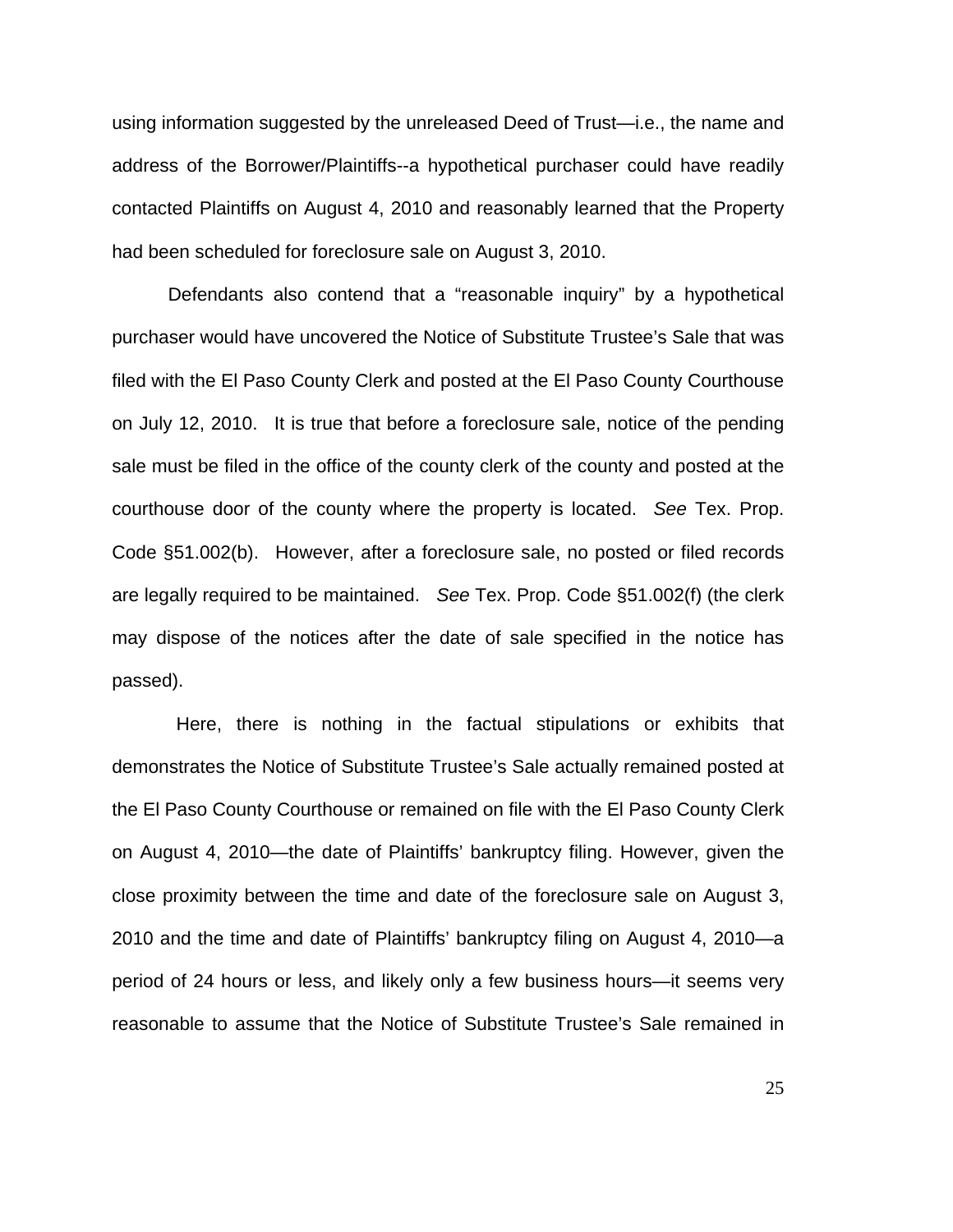using information suggested by the unreleased Deed of Trust—i.e., the name and address of the Borrower/Plaintiffs--a hypothetical purchaser could have readily contacted Plaintiffs on August 4, 2010 and reasonably learned that the Property had been scheduled for foreclosure sale on August 3, 2010.

Defendants also contend that a "reasonable inquiry" by a hypothetical purchaser would have uncovered the Notice of Substitute Trustee's Sale that was filed with the El Paso County Clerk and posted at the El Paso County Courthouse on July 12, 2010. It is true that before a foreclosure sale, notice of the pending sale must be filed in the office of the county clerk of the county and posted at the courthouse door of the county where the property is located. *See* Tex. Prop. Code §51.002(b). However, after a foreclosure sale, no posted or filed records are legally required to be maintained. *See* Tex. Prop. Code §51.002(f) (the clerk may dispose of the notices after the date of sale specified in the notice has passed).

Here, there is nothing in the factual stipulations or exhibits that demonstrates the Notice of Substitute Trustee's Sale actually remained posted at the El Paso County Courthouse or remained on file with the El Paso County Clerk on August 4, 2010—the date of Plaintiffs' bankruptcy filing. However, given the close proximity between the time and date of the foreclosure sale on August 3, 2010 and the time and date of Plaintiffs' bankruptcy filing on August 4, 2010—a period of 24 hours or less, and likely only a few business hours—it seems very reasonable to assume that the Notice of Substitute Trustee's Sale remained in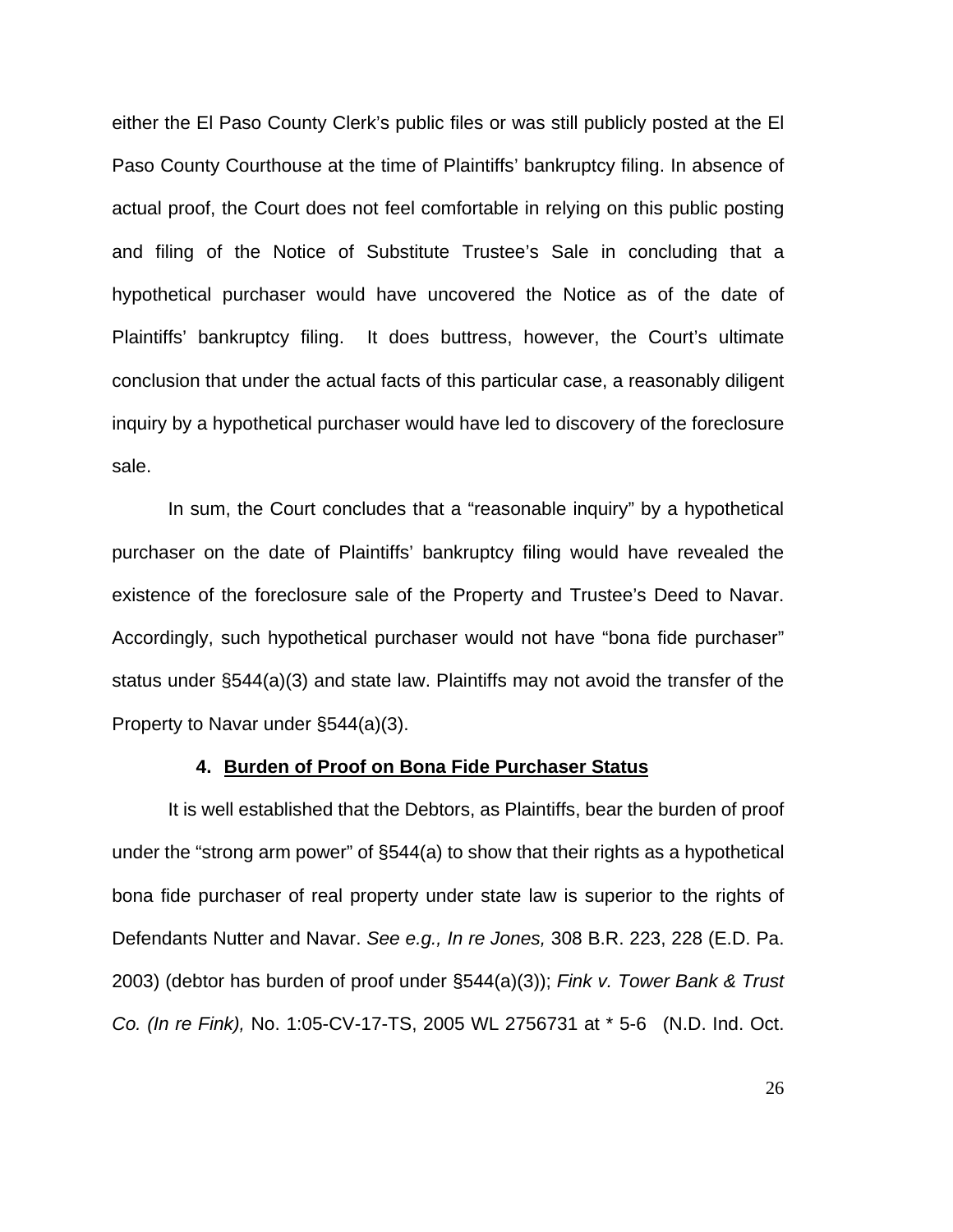either the El Paso County Clerk's public files or was still publicly posted at the El Paso County Courthouse at the time of Plaintiffs' bankruptcy filing. In absence of actual proof, the Court does not feel comfortable in relying on this public posting and filing of the Notice of Substitute Trustee's Sale in concluding that a hypothetical purchaser would have uncovered the Notice as of the date of Plaintiffs' bankruptcy filing. It does buttress, however, the Court's ultimate conclusion that under the actual facts of this particular case, a reasonably diligent inquiry by a hypothetical purchaser would have led to discovery of the foreclosure sale.

In sum, the Court concludes that a "reasonable inquiry" by a hypothetical purchaser on the date of Plaintiffs' bankruptcy filing would have revealed the existence of the foreclosure sale of the Property and Trustee's Deed to Navar. Accordingly, such hypothetical purchaser would not have "bona fide purchaser" status under §544(a)(3) and state law. Plaintiffs may not avoid the transfer of the Property to Navar under §544(a)(3).

#### 4. **Burden of Proof on Bona Fide Purchaser Status**

It is well established that the Debtors, as Plaintiffs, bear the burden of proof under the "strong arm power" of §544(a) to show that their rights as a hypothetical bona fide purchaser of real property under state law is superior to the rights of Defendants Nutter and Navar. *See e.g., In re Jones,* 308 B.R. 223, 228 (E.D. Pa. 2003) (debtor has burden of proof under §544(a)(3)); *Fink v. Tower Bank & Trust Co. (In re Fink),* No. 1:05-CV-17-TS, 2005 WL 2756731 at * 5-6 (N.D. Ind. Oct.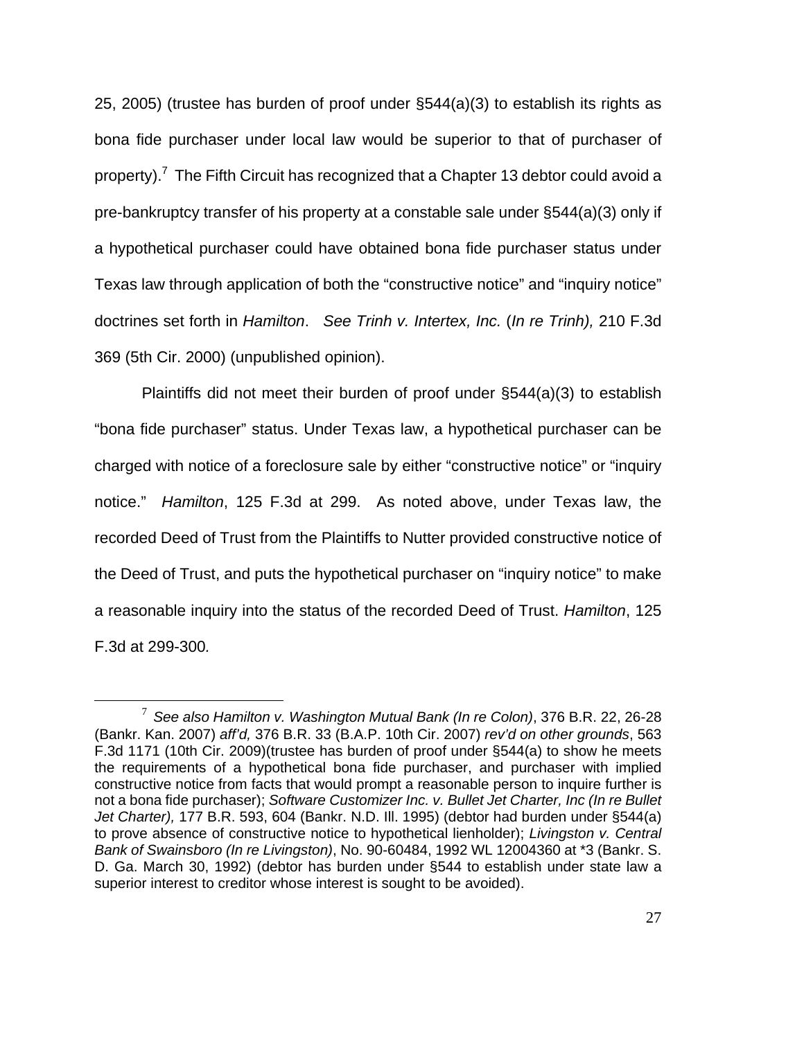25, 2005) (trustee has burden of proof under §544(a)(3) to establish its rights as bona fide purchaser under local law would be superior to that of purchaser of property).[7] The Fifth Circuit has recognized that a Chapter 13 debtor could avoid a pre-bankruptcy transfer of his property at a constable sale under §544(a)(3) only if a hypothetical purchaser could have obtained bona fide purchaser status under Texas law through application of both the "constructive notice" and "inquiry notice" doctrines set forth in *Hamilton*. *See Trinh v. Intertex, Inc.* (*In re Trinh),* 210 F.3d 369 (5th Cir. 2000) (unpublished opinion).

Plaintiffs did not meet their burden of proof under §544(a)(3) to establish "bona fide purchaser" status. Under Texas law, a hypothetical purchaser can be charged with notice of a foreclosure sale by either "constructive notice" or "inquiry notice." *Hamilton*, 125 F.3d at 299. As noted above, under Texas law, the recorded Deed of Trust from the Plaintiffs to Nutter provided constructive notice of the Deed of Trust, and puts the hypothetical purchaser on "inquiry notice" to make a reasonable inquiry into the status of the recorded Deed of Trust. *Hamilton*, 125 F.3d at 299-300*.*

[7] *See also Hamilton v. Washington Mutual Bank (In re Colon)*, 376 B.R. 22, 26-28 (Bankr. Kan. 2007) *aff'd,* 376 B.R. 33 (B.A.P. 10th Cir. 2007) *rev'd on other grounds*, 563 F.3d 1171 (10th Cir. 2009)(trustee has burden of proof under §544(a) to show he meets the requirements of a hypothetical bona fide purchaser, and purchaser with implied constructive notice from facts that would prompt a reasonable person to inquire further is not a bona fide purchaser); *Software Customizer Inc. v. Bullet Jet Charter, Inc (In re Bullet Jet Charter),* 177 B.R. 593, 604 (Bankr. N.D. Ill. 1995) (debtor had burden under §544(a) to prove absence of constructive notice to hypothetical lienholder); *Livingston v. Central Bank of Swainsboro (In re Livingston)*, No. 90-60484, 1992 WL 12004360 at *3 (Bankr. S. D. Ga. March 30, 1992) (debtor has burden under §544 to establish under state law a superior interest to creditor whose interest is sought to be avoided).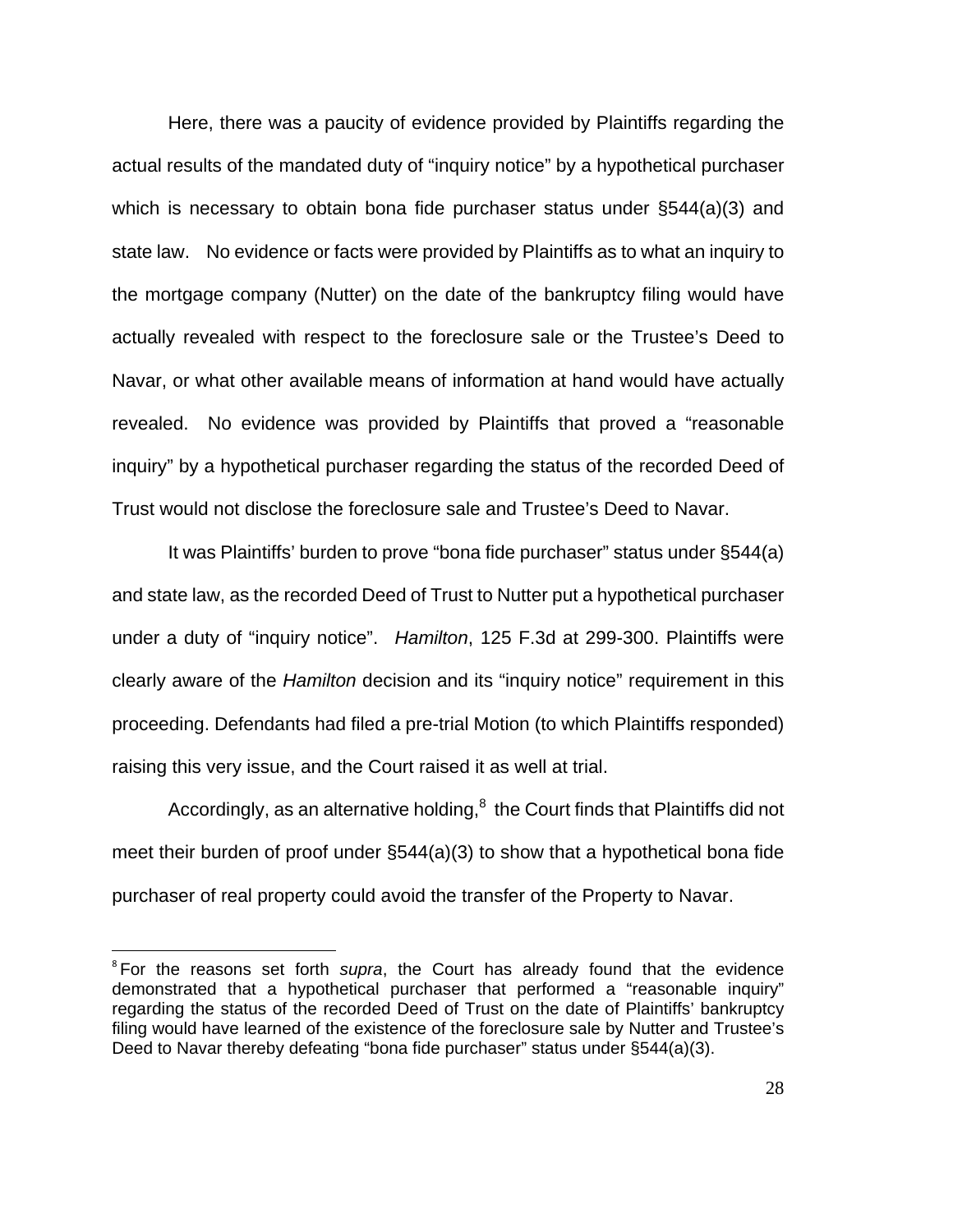Here, there was a paucity of evidence provided by Plaintiffs regarding the actual results of the mandated duty of "inquiry notice" by a hypothetical purchaser which is necessary to obtain bona fide purchaser status under §544(a)(3) and state law. No evidence or facts were provided by Plaintiffs as to what an inquiry to the mortgage company (Nutter) on the date of the bankruptcy filing would have actually revealed with respect to the foreclosure sale or the Trustee's Deed to Navar, or what other available means of information at hand would have actually revealed. No evidence was provided by Plaintiffs that proved a "reasonable inquiry" by a hypothetical purchaser regarding the status of the recorded Deed of Trust would not disclose the foreclosure sale and Trustee's Deed to Navar.

It was Plaintiffs' burden to prove "bona fide purchaser" status under §544(a) and state law, as the recorded Deed of Trust to Nutter put a hypothetical purchaser under a duty of "inquiry notice". *Hamilton*, 125 F.3d at 299-300. Plaintiffs were clearly aware of the *Hamilton* decision and its "inquiry notice" requirement in this proceeding. Defendants had filed a pre-trial Motion (to which Plaintiffs responded) raising this very issue, and the Court raised it as well at trial.

Accordingly, as an alternative holding,[8] the Court finds that Plaintiffs did not meet their burden of proof under §544(a)(3) to show that a hypothetical bona fide purchaser of real property could avoid the transfer of the Property to Navar.

[8] For the reasons set forth *supra*, the Court has already found that the evidence demonstrated that a hypothetical purchaser that performed a "reasonable inquiry" regarding the status of the recorded Deed of Trust on the date of Plaintiffs' bankruptcy filing would have learned of the existence of the foreclosure sale by Nutter and Trustee's Deed to Navar thereby defeating "bona fide purchaser" status under §544(a)(3).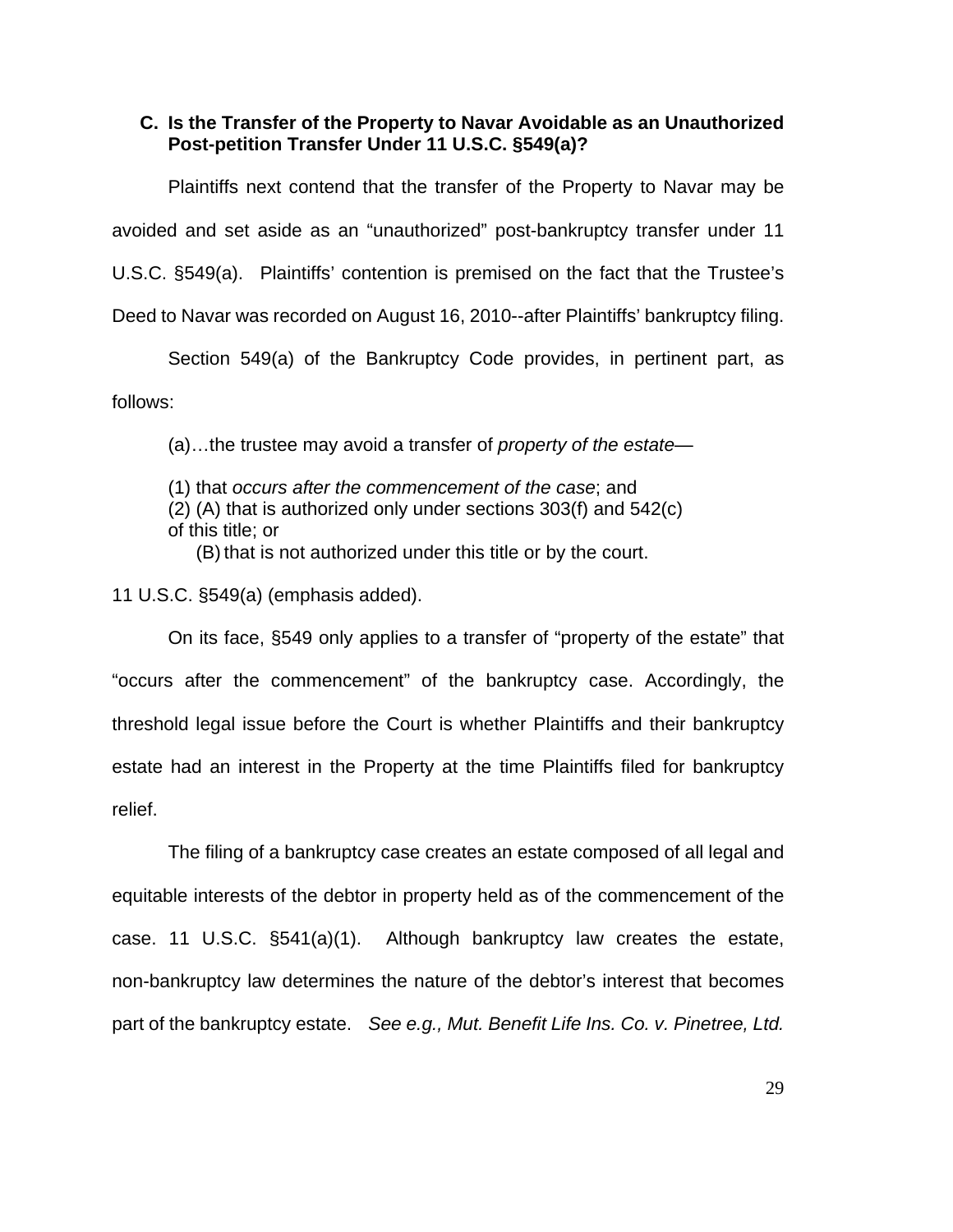### C. Is the Transfer of the Property to Navar Avoidable as an Unauthorized Post-petition Transfer Under 11 U.S.C. §549(a)?

Plaintiffs next contend that the transfer of the Property to Navar may be avoided and set aside as an "unauthorized" post-bankruptcy transfer under 11 U.S.C. §549(a). Plaintiffs' contention is premised on the fact that the Trustee's Deed to Navar was recorded on August 16, 2010--after Plaintiffs' bankruptcy filing.

Section 549(a) of the Bankruptcy Code provides, in pertinent part, as follows:

> (a)…the trustee may avoid a transfer of *property of the estate*—
>
> (1) that *occurs after the commencement of the case*; and
> (2) (A) that is authorized only under sections 303(f) and 542(c) of this title; or
> (B) that is not authorized under this title or by the court.

11 U.S.C. §549(a) (emphasis added).

On its face, §549 only applies to a transfer of "property of the estate" that "occurs after the commencement" of the bankruptcy case. Accordingly, the threshold legal issue before the Court is whether Plaintiffs and their bankruptcy estate had an interest in the Property at the time Plaintiffs filed for bankruptcy relief.

The filing of a bankruptcy case creates an estate composed of all legal and equitable interests of the debtor in property held as of the commencement of the case. 11 U.S.C. §541(a)(1). Although bankruptcy law creates the estate, non-bankruptcy law determines the nature of the debtor's interest that becomes part of the bankruptcy estate. *See e.g., Mut. Benefit Life Ins. Co. v. Pinetree, Ltd.*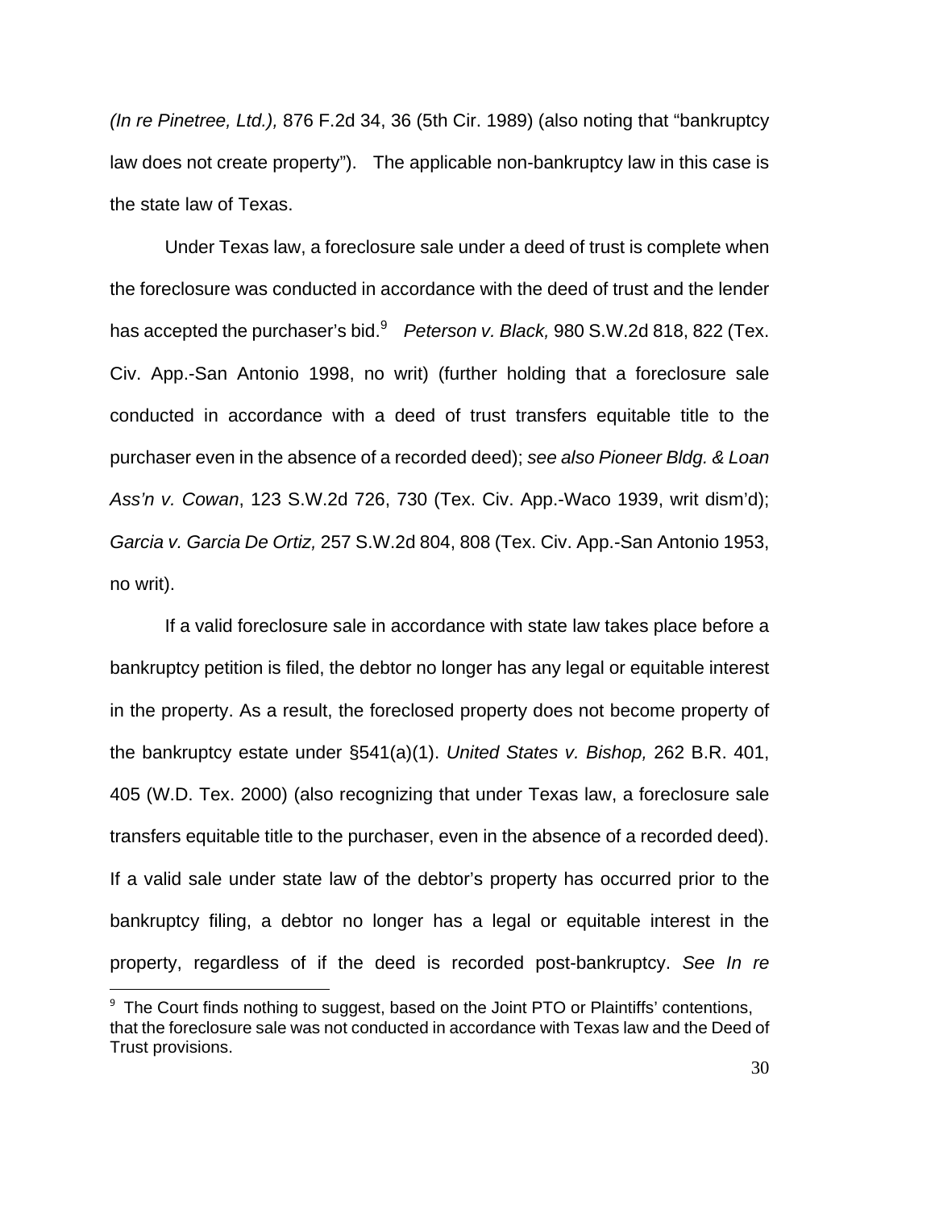*(In re Pinetree, Ltd.),* 876 F.2d 34, 36 (5th Cir. 1989) (also noting that "bankruptcy law does not create property"). The applicable non-bankruptcy law in this case is the state law of Texas.

Under Texas law, a foreclosure sale under a deed of trust is complete when the foreclosure was conducted in accordance with the deed of trust and the lender has accepted the purchaser's bid.[9] *Peterson v. Black,* 980 S.W.2d 818, 822 (Tex. Civ. App.-San Antonio 1998, no writ) (further holding that a foreclosure sale conducted in accordance with a deed of trust transfers equitable title to the purchaser even in the absence of a recorded deed); *see also Pioneer Bldg. & Loan Ass'n v. Cowan*, 123 S.W.2d 726, 730 (Tex. Civ. App.-Waco 1939, writ dism'd); *Garcia v. Garcia De Ortiz,* 257 S.W.2d 804, 808 (Tex. Civ. App.-San Antonio 1953, no writ).

If a valid foreclosure sale in accordance with state law takes place before a bankruptcy petition is filed, the debtor no longer has any legal or equitable interest in the property. As a result, the foreclosed property does not become property of the bankruptcy estate under §541(a)(1). *United States v. Bishop,* 262 B.R. 401, 405 (W.D. Tex. 2000) (also recognizing that under Texas law, a foreclosure sale transfers equitable title to the purchaser, even in the absence of a recorded deed). If a valid sale under state law of the debtor's property has occurred prior to the bankruptcy filing, a debtor no longer has a legal or equitable interest in the property, regardless of if the deed is recorded post-bankruptcy. *See In re*

[9] The Court finds nothing to suggest, based on the Joint PTO or Plaintiffs' contentions, that the foreclosure sale was not conducted in accordance with Texas law and the Deed of Trust provisions.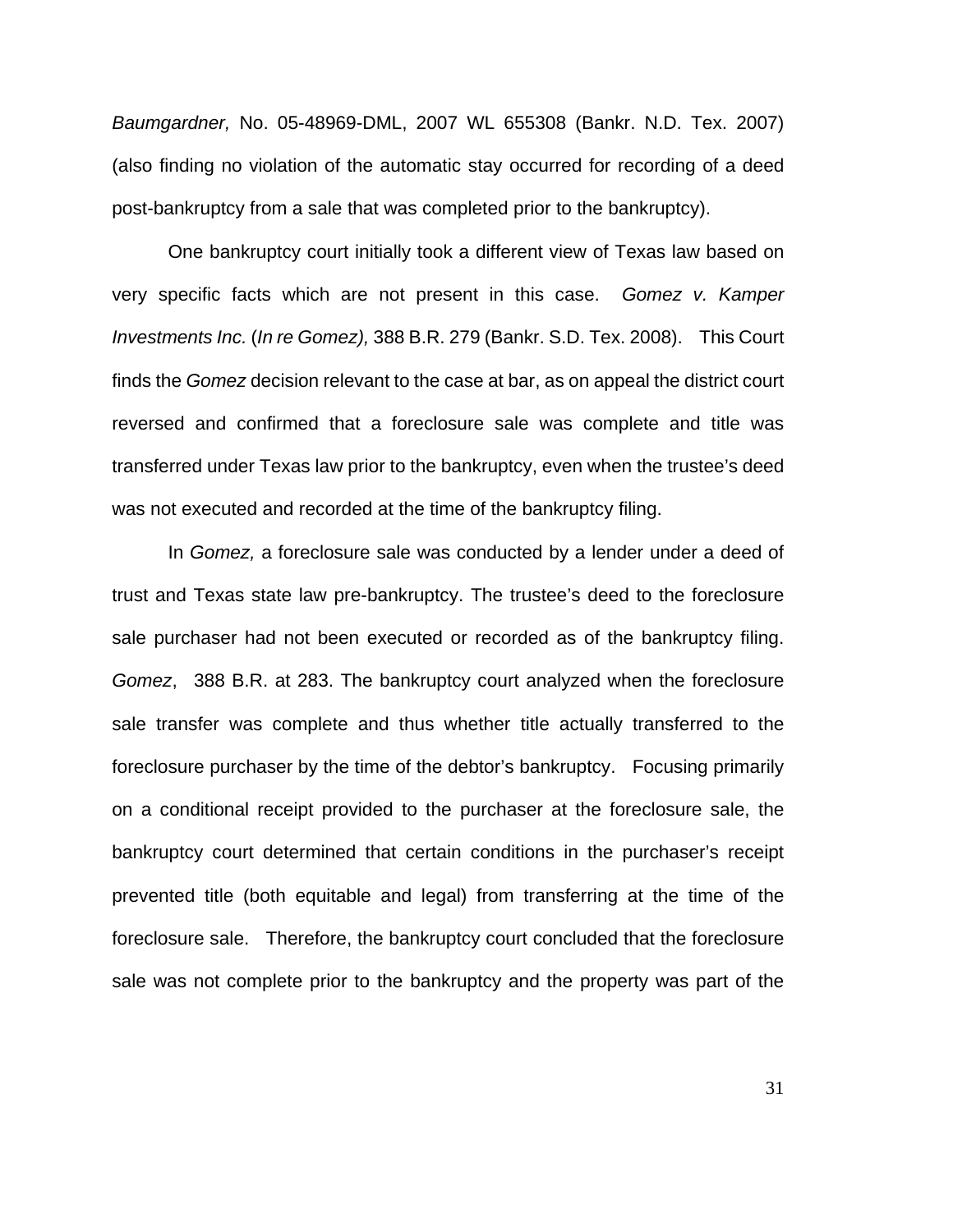*Baumgardner,* No. 05-48969-DML, 2007 WL 655308 (Bankr. N.D. Tex. 2007) (also finding no violation of the automatic stay occurred for recording of a deed post-bankruptcy from a sale that was completed prior to the bankruptcy).

One bankruptcy court initially took a different view of Texas law based on very specific facts which are not present in this case. *Gomez v. Kamper Investments Inc.* (*In re Gomez),* 388 B.R. 279 (Bankr. S.D. Tex. 2008). This Court finds the *Gomez* decision relevant to the case at bar, as on appeal the district court reversed and confirmed that a foreclosure sale was complete and title was transferred under Texas law prior to the bankruptcy, even when the trustee's deed was not executed and recorded at the time of the bankruptcy filing.

In *Gomez,* a foreclosure sale was conducted by a lender under a deed of trust and Texas state law pre-bankruptcy. The trustee's deed to the foreclosure sale purchaser had not been executed or recorded as of the bankruptcy filing. *Gomez*, 388 B.R. at 283. The bankruptcy court analyzed when the foreclosure sale transfer was complete and thus whether title actually transferred to the foreclosure purchaser by the time of the debtor's bankruptcy. Focusing primarily on a conditional receipt provided to the purchaser at the foreclosure sale, the bankruptcy court determined that certain conditions in the purchaser's receipt prevented title (both equitable and legal) from transferring at the time of the foreclosure sale. Therefore, the bankruptcy court concluded that the foreclosure sale was not complete prior to the bankruptcy and the property was part of the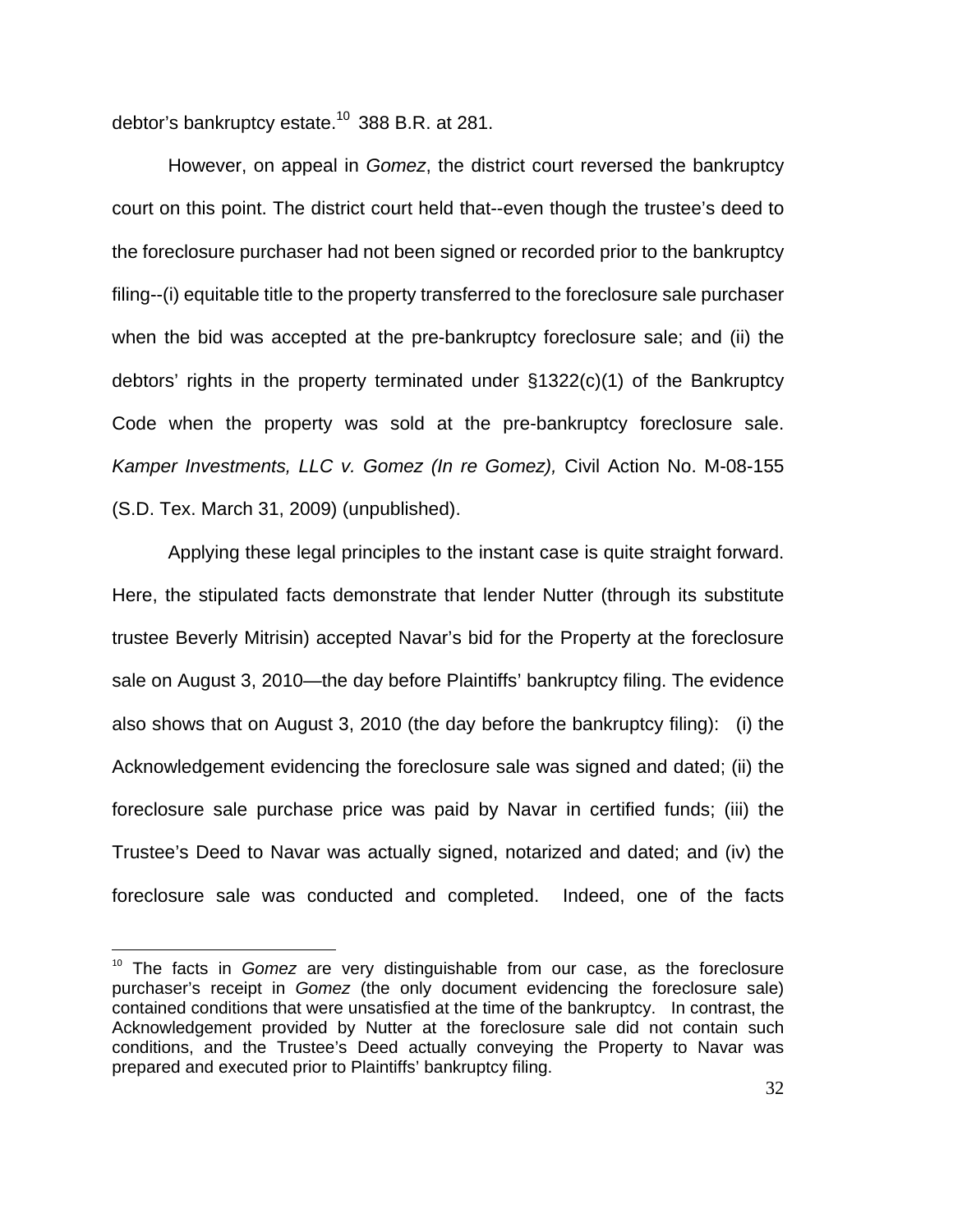debtor's bankruptcy estate.[10] 388 B.R. at 281.

However, on appeal in *Gomez*, the district court reversed the bankruptcy court on this point. The district court held that--even though the trustee's deed to the foreclosure purchaser had not been signed or recorded prior to the bankruptcy filing--(i) equitable title to the property transferred to the foreclosure sale purchaser when the bid was accepted at the pre-bankruptcy foreclosure sale; and (ii) the debtors' rights in the property terminated under §1322(c)(1) of the Bankruptcy Code when the property was sold at the pre-bankruptcy foreclosure sale. *Kamper Investments, LLC v. Gomez (In re Gomez),* Civil Action No. M-08-155 (S.D. Tex. March 31, 2009) (unpublished).

Applying these legal principles to the instant case is quite straight forward. Here, the stipulated facts demonstrate that lender Nutter (through its substitute trustee Beverly Mitrisin) accepted Navar's bid for the Property at the foreclosure sale on August 3, 2010—the day before Plaintiffs' bankruptcy filing. The evidence also shows that on August 3, 2010 (the day before the bankruptcy filing): (i) the Acknowledgement evidencing the foreclosure sale was signed and dated; (ii) the foreclosure sale purchase price was paid by Navar in certified funds; (iii) the Trustee's Deed to Navar was actually signed, notarized and dated; and (iv) the foreclosure sale was conducted and completed. Indeed, one of the facts

[10] The facts in *Gomez* are very distinguishable from our case, as the foreclosure purchaser's receipt in *Gomez* (the only document evidencing the foreclosure sale) contained conditions that were unsatisfied at the time of the bankruptcy. In contrast, the Acknowledgement provided by Nutter at the foreclosure sale did not contain such conditions, and the Trustee's Deed actually conveying the Property to Navar was prepared and executed prior to Plaintiffs' bankruptcy filing.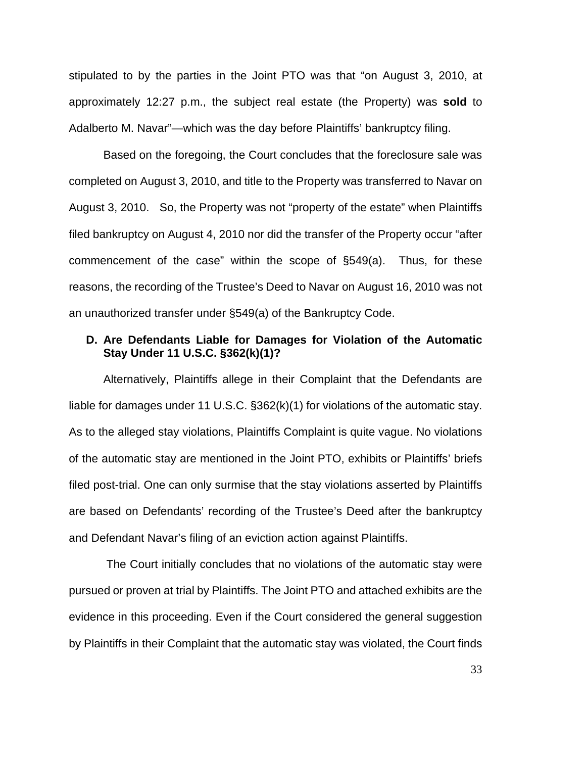stipulated to by the parties in the Joint PTO was that "on August 3, 2010, at approximately 12:27 p.m., the subject real estate (the Property) was **sold** to Adalberto M. Navar"—which was the day before Plaintiffs' bankruptcy filing.

Based on the foregoing, the Court concludes that the foreclosure sale was completed on August 3, 2010, and title to the Property was transferred to Navar on August 3, 2010. So, the Property was not "property of the estate" when Plaintiffs filed bankruptcy on August 4, 2010 nor did the transfer of the Property occur "after commencement of the case" within the scope of §549(a). Thus, for these reasons, the recording of the Trustee's Deed to Navar on August 16, 2010 was not an unauthorized transfer under §549(a) of the Bankruptcy Code.

### D. Are Defendants Liable for Damages for Violation of the Automatic Stay Under 11 U.S.C. §362(k)(1)?

Alternatively, Plaintiffs allege in their Complaint that the Defendants are liable for damages under 11 U.S.C. §362(k)(1) for violations of the automatic stay. As to the alleged stay violations, Plaintiffs Complaint is quite vague. No violations of the automatic stay are mentioned in the Joint PTO, exhibits or Plaintiffs' briefs filed post-trial. One can only surmise that the stay violations asserted by Plaintiffs are based on Defendants' recording of the Trustee's Deed after the bankruptcy and Defendant Navar's filing of an eviction action against Plaintiffs.

The Court initially concludes that no violations of the automatic stay were pursued or proven at trial by Plaintiffs. The Joint PTO and attached exhibits are the evidence in this proceeding. Even if the Court considered the general suggestion by Plaintiffs in their Complaint that the automatic stay was violated, the Court finds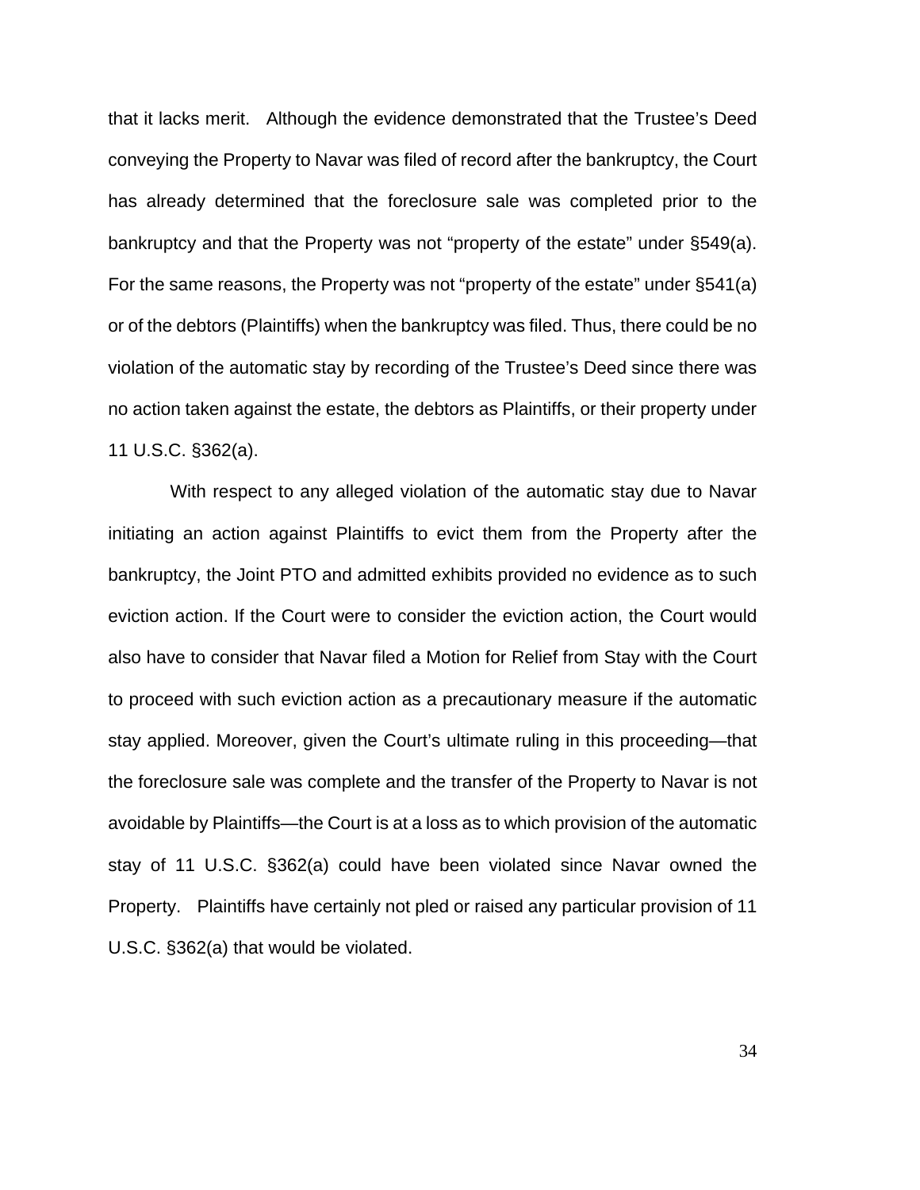that it lacks merit. Although the evidence demonstrated that the Trustee's Deed conveying the Property to Navar was filed of record after the bankruptcy, the Court has already determined that the foreclosure sale was completed prior to the bankruptcy and that the Property was not "property of the estate" under §549(a). For the same reasons, the Property was not "property of the estate" under §541(a) or of the debtors (Plaintiffs) when the bankruptcy was filed. Thus, there could be no violation of the automatic stay by recording of the Trustee's Deed since there was no action taken against the estate, the debtors as Plaintiffs, or their property under 11 U.S.C. §362(a).

With respect to any alleged violation of the automatic stay due to Navar initiating an action against Plaintiffs to evict them from the Property after the bankruptcy, the Joint PTO and admitted exhibits provided no evidence as to such eviction action. If the Court were to consider the eviction action, the Court would also have to consider that Navar filed a Motion for Relief from Stay with the Court to proceed with such eviction action as a precautionary measure if the automatic stay applied. Moreover, given the Court's ultimate ruling in this proceeding—that the foreclosure sale was complete and the transfer of the Property to Navar is not avoidable by Plaintiffs—the Court is at a loss as to which provision of the automatic stay of 11 U.S.C. §362(a) could have been violated since Navar owned the Property. Plaintiffs have certainly not pled or raised any particular provision of 11 U.S.C. §362(a) that would be violated.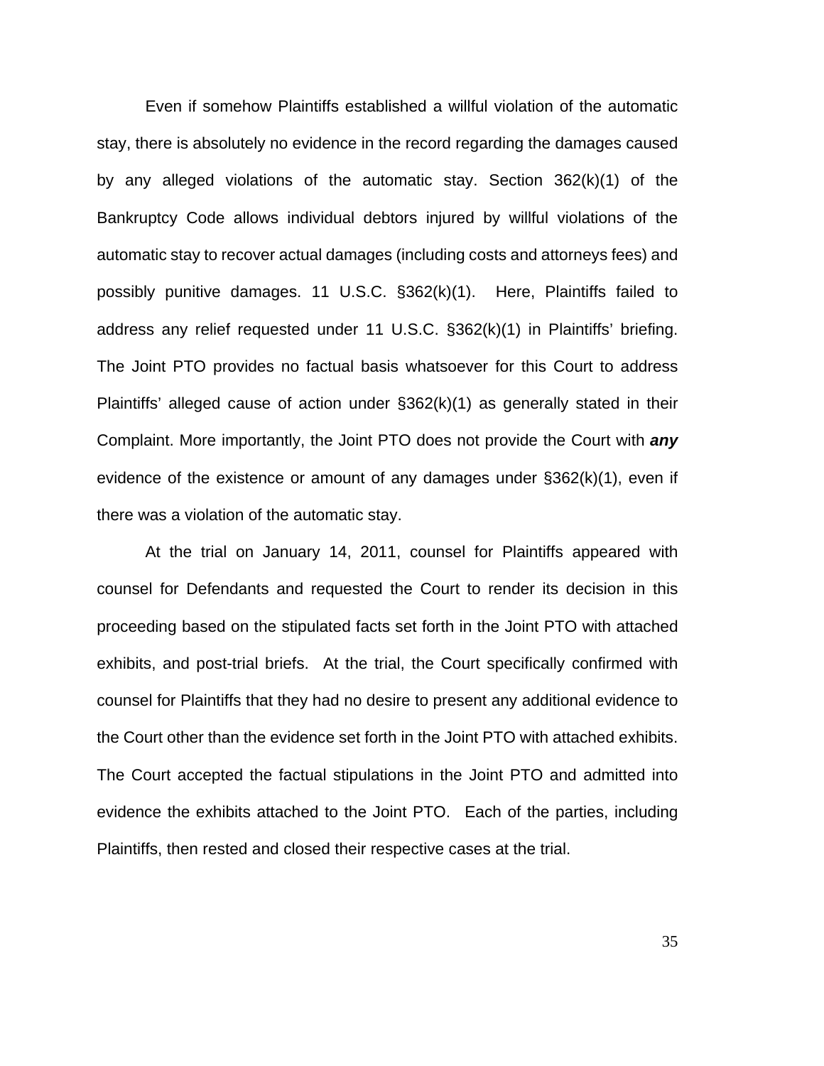Even if somehow Plaintiffs established a willful violation of the automatic stay, there is absolutely no evidence in the record regarding the damages caused by any alleged violations of the automatic stay. Section 362(k)(1) of the Bankruptcy Code allows individual debtors injured by willful violations of the automatic stay to recover actual damages (including costs and attorneys fees) and possibly punitive damages. 11 U.S.C. §362(k)(1). Here, Plaintiffs failed to address any relief requested under 11 U.S.C. §362(k)(1) in Plaintiffs' briefing. The Joint PTO provides no factual basis whatsoever for this Court to address Plaintiffs' alleged cause of action under §362(k)(1) as generally stated in their Complaint. More importantly, the Joint PTO does not provide the Court with ***any*** evidence of the existence or amount of any damages under §362(k)(1), even if there was a violation of the automatic stay.

At the trial on January 14, 2011, counsel for Plaintiffs appeared with counsel for Defendants and requested the Court to render its decision in this proceeding based on the stipulated facts set forth in the Joint PTO with attached exhibits, and post-trial briefs. At the trial, the Court specifically confirmed with counsel for Plaintiffs that they had no desire to present any additional evidence to the Court other than the evidence set forth in the Joint PTO with attached exhibits. The Court accepted the factual stipulations in the Joint PTO and admitted into evidence the exhibits attached to the Joint PTO. Each of the parties, including Plaintiffs, then rested and closed their respective cases at the trial.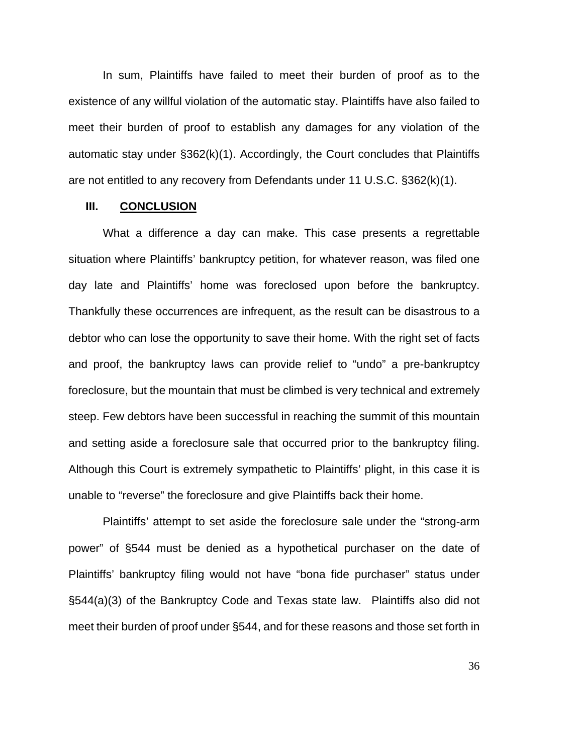In sum, Plaintiffs have failed to meet their burden of proof as to the existence of any willful violation of the automatic stay. Plaintiffs have also failed to meet their burden of proof to establish any damages for any violation of the automatic stay under §362(k)(1). Accordingly, the Court concludes that Plaintiffs are not entitled to any recovery from Defendants under 11 U.S.C. §362(k)(1).

## III. CONCLUSION

What a difference a day can make. This case presents a regrettable situation where Plaintiffs' bankruptcy petition, for whatever reason, was filed one day late and Plaintiffs' home was foreclosed upon before the bankruptcy. Thankfully these occurrences are infrequent, as the result can be disastrous to a debtor who can lose the opportunity to save their home. With the right set of facts and proof, the bankruptcy laws can provide relief to "undo" a pre-bankruptcy foreclosure, but the mountain that must be climbed is very technical and extremely steep. Few debtors have been successful in reaching the summit of this mountain and setting aside a foreclosure sale that occurred prior to the bankruptcy filing. Although this Court is extremely sympathetic to Plaintiffs' plight, in this case it is unable to "reverse" the foreclosure and give Plaintiffs back their home.

Plaintiffs' attempt to set aside the foreclosure sale under the "strong-arm power" of §544 must be denied as a hypothetical purchaser on the date of Plaintiffs' bankruptcy filing would not have "bona fide purchaser" status under §544(a)(3) of the Bankruptcy Code and Texas state law. Plaintiffs also did not meet their burden of proof under §544, and for these reasons and those set forth in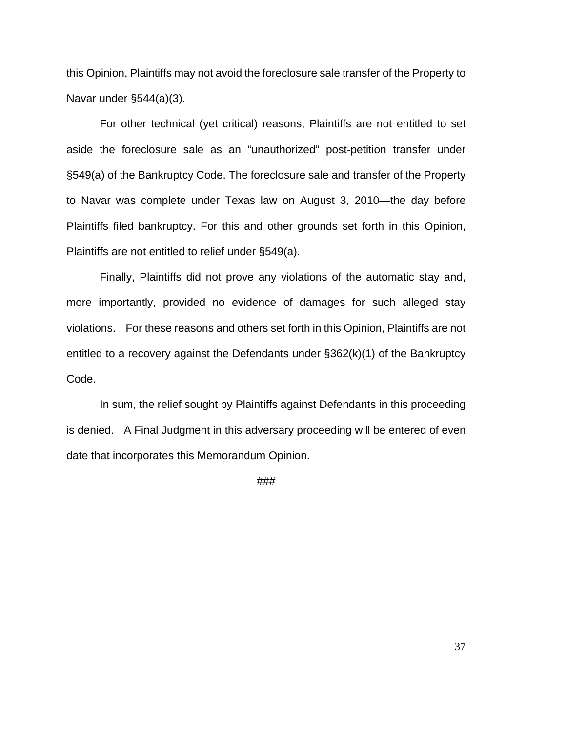this Opinion, Plaintiffs may not avoid the foreclosure sale transfer of the Property to Navar under §544(a)(3).

For other technical (yet critical) reasons, Plaintiffs are not entitled to set aside the foreclosure sale as an "unauthorized" post-petition transfer under §549(a) of the Bankruptcy Code. The foreclosure sale and transfer of the Property to Navar was complete under Texas law on August 3, 2010—the day before Plaintiffs filed bankruptcy. For this and other grounds set forth in this Opinion, Plaintiffs are not entitled to relief under §549(a).

Finally, Plaintiffs did not prove any violations of the automatic stay and, more importantly, provided no evidence of damages for such alleged stay violations. For these reasons and others set forth in this Opinion, Plaintiffs are not entitled to a recovery against the Defendants under §362(k)(1) of the Bankruptcy Code.

In sum, the relief sought by Plaintiffs against Defendants in this proceeding is denied. A Final Judgment in this adversary proceeding will be entered of even date that incorporates this Memorandum Opinion.

###